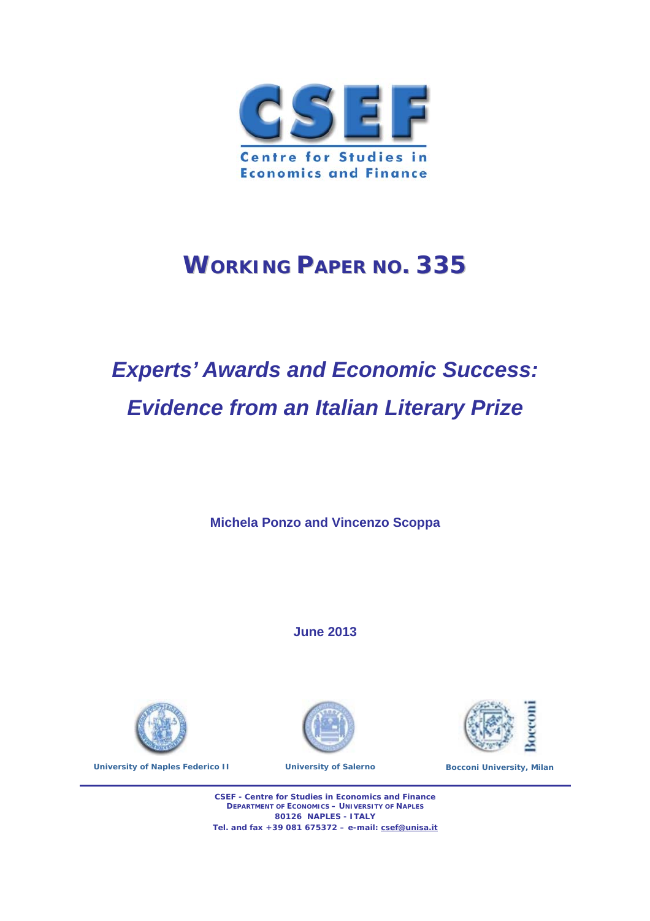**CSEF**

Centre for Studies in Economics and Finance

# WORKING PAPER NO. 335

## *Experts' Awards and Economic Success: Evidence from an Italian Literary Prize*

**Michela Ponzo and Vincenzo Scoppa**

**June 2013**

University of Naples Federico II

University of Salerno

Bocconi University, Milan

**CSEF - Centre for Studies in Economics and Finance**
**DEPARTMENT OF ECONOMICS – UNIVERSITY OF NAPLES**
**80126 NAPLES - ITALY**
**Tel. and fax +39 081 675372 – e-mail: csef@unisa.it**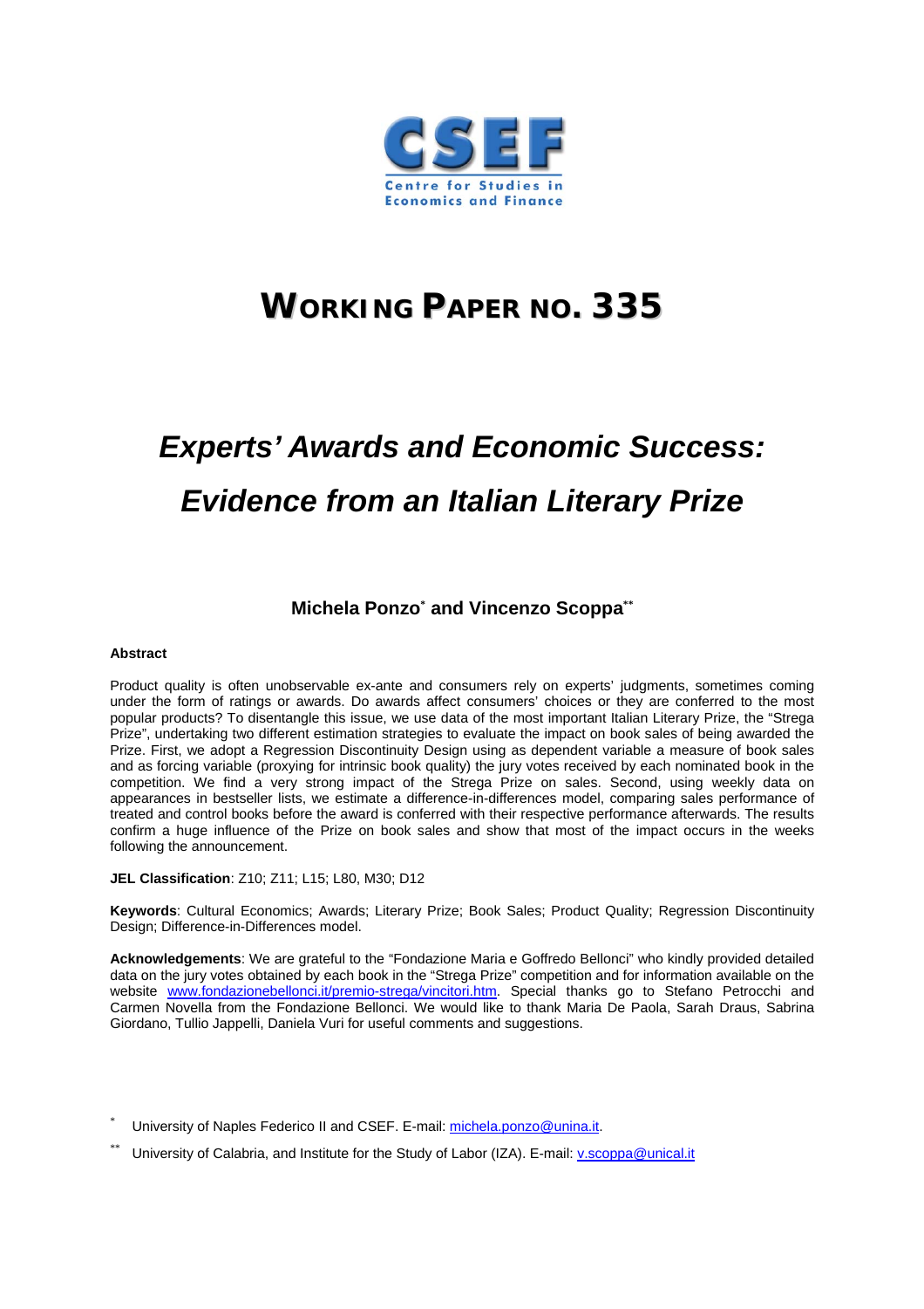# WORKING PAPER NO. 335

# *Experts' Awards and Economic Success: Evidence from an Italian Literary Prize*

**Michela Ponzo[*] and Vincenzo Scoppa[**]**

**Abstract**

Product quality is often unobservable ex-ante and consumers rely on experts' judgments, sometimes coming under the form of ratings or awards. Do awards affect consumers' choices or they are conferred to the most popular products? To disentangle this issue, we use data of the most important Italian Literary Prize, the "Strega Prize", undertaking two different estimation strategies to evaluate the impact on book sales of being awarded the Prize. First, we adopt a Regression Discontinuity Design using as dependent variable a measure of book sales and as forcing variable (proxying for intrinsic book quality) the jury votes received by each nominated book in the competition. We find a very strong impact of the Strega Prize on sales. Second, using weekly data on appearances in bestseller lists, we estimate a difference-in-differences model, comparing sales performance of treated and control books before the award is conferred with their respective performance afterwards. The results confirm a huge influence of the Prize on book sales and show that most of the impact occurs in the weeks following the announcement.

**JEL Classification**: Z10; Z11; L15; L80, M30; D12

**Keywords**: Cultural Economics; Awards; Literary Prize; Book Sales; Product Quality; Regression Discontinuity Design; Difference-in-Differences model.

**Acknowledgements**: We are grateful to the "Fondazione Maria e Goffredo Bellonci" who kindly provided detailed data on the jury votes obtained by each book in the "Strega Prize" competition and for information available on the website www.fondazionebellonci.it/premio-strega/vincitori.htm. Special thanks go to Stefano Petrocchi and Carmen Novella from the Fondazione Bellonci. We would like to thank Maria De Paola, Sarah Draus, Sabrina Giordano, Tullio Jappelli, Daniela Vuri for useful comments and suggestions.

[*] University of Naples Federico II and CSEF. E-mail: michela.ponzo@unina.it.

[**] University of Calabria, and Institute for the Study of Labor (IZA). E-mail: v.scoppa@unical.it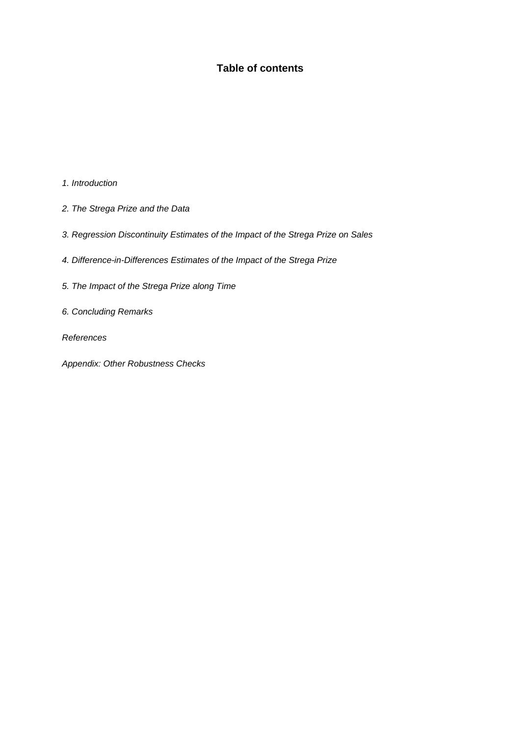# Table of contents

*1. Introduction*

*2. The Strega Prize and the Data*

*3. Regression Discontinuity Estimates of the Impact of the Strega Prize on Sales*

*4. Difference-in-Differences Estimates of the Impact of the Strega Prize*

*5. The Impact of the Strega Prize along Time*

*6. Concluding Remarks*

*References*

*Appendix: Other Robustness Checks*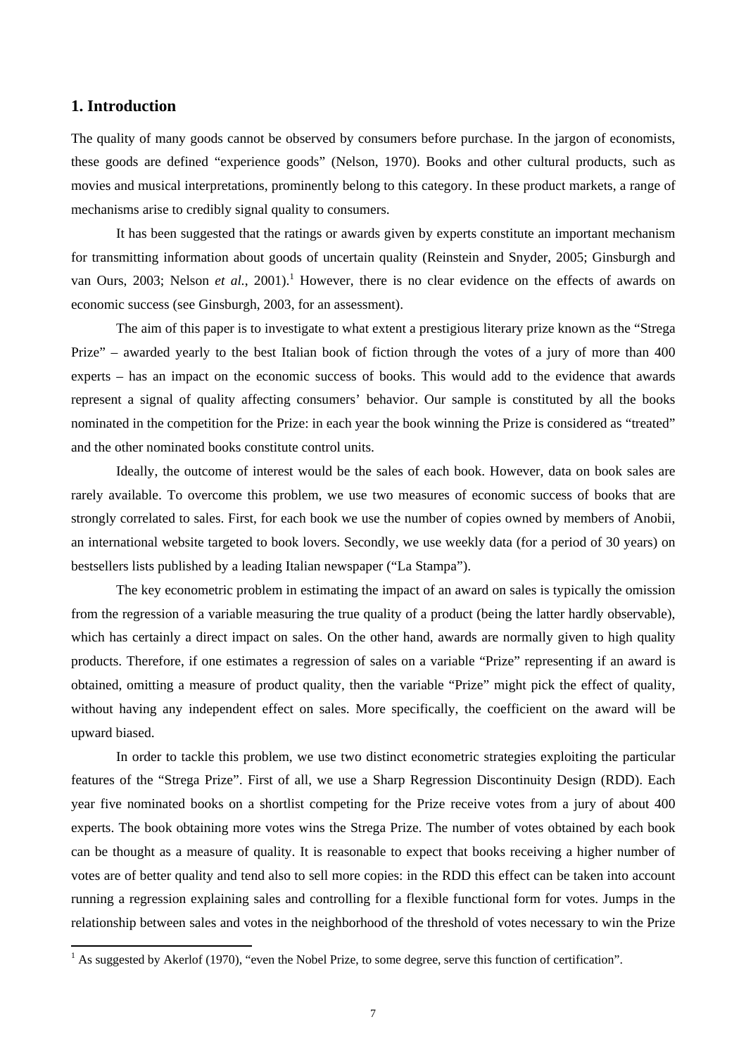## 1. Introduction

The quality of many goods cannot be observed by consumers before purchase. In the jargon of economists, these goods are defined "experience goods" (Nelson, 1970). Books and other cultural products, such as movies and musical interpretations, prominently belong to this category. In these product markets, a range of mechanisms arise to credibly signal quality to consumers.

It has been suggested that the ratings or awards given by experts constitute an important mechanism for transmitting information about goods of uncertain quality (Reinstein and Snyder, 2005; Ginsburgh and van Ours, 2003; Nelson *et al.*, 2001).[1] However, there is no clear evidence on the effects of awards on economic success (see Ginsburgh, 2003, for an assessment).

The aim of this paper is to investigate to what extent a prestigious literary prize known as the "Strega Prize" – awarded yearly to the best Italian book of fiction through the votes of a jury of more than 400 experts – has an impact on the economic success of books. This would add to the evidence that awards represent a signal of quality affecting consumers' behavior. Our sample is constituted by all the books nominated in the competition for the Prize: in each year the book winning the Prize is considered as "treated" and the other nominated books constitute control units.

Ideally, the outcome of interest would be the sales of each book. However, data on book sales are rarely available. To overcome this problem, we use two measures of economic success of books that are strongly correlated to sales. First, for each book we use the number of copies owned by members of Anobii, an international website targeted to book lovers. Secondly, we use weekly data (for a period of 30 years) on bestsellers lists published by a leading Italian newspaper ("La Stampa").

The key econometric problem in estimating the impact of an award on sales is typically the omission from the regression of a variable measuring the true quality of a product (being the latter hardly observable), which has certainly a direct impact on sales. On the other hand, awards are normally given to high quality products. Therefore, if one estimates a regression of sales on a variable "Prize" representing if an award is obtained, omitting a measure of product quality, then the variable "Prize" might pick the effect of quality, without having any independent effect on sales. More specifically, the coefficient on the award will be upward biased.

In order to tackle this problem, we use two distinct econometric strategies exploiting the particular features of the "Strega Prize". First of all, we use a Sharp Regression Discontinuity Design (RDD). Each year five nominated books on a shortlist competing for the Prize receive votes from a jury of about 400 experts. The book obtaining more votes wins the Strega Prize. The number of votes obtained by each book can be thought as a measure of quality. It is reasonable to expect that books receiving a higher number of votes are of better quality and tend also to sell more copies: in the RDD this effect can be taken into account running a regression explaining sales and controlling for a flexible functional form for votes. Jumps in the relationship between sales and votes in the neighborhood of the threshold of votes necessary to win the Prize

[1] As suggested by Akerlof (1970), "even the Nobel Prize, to some degree, serve this function of certification".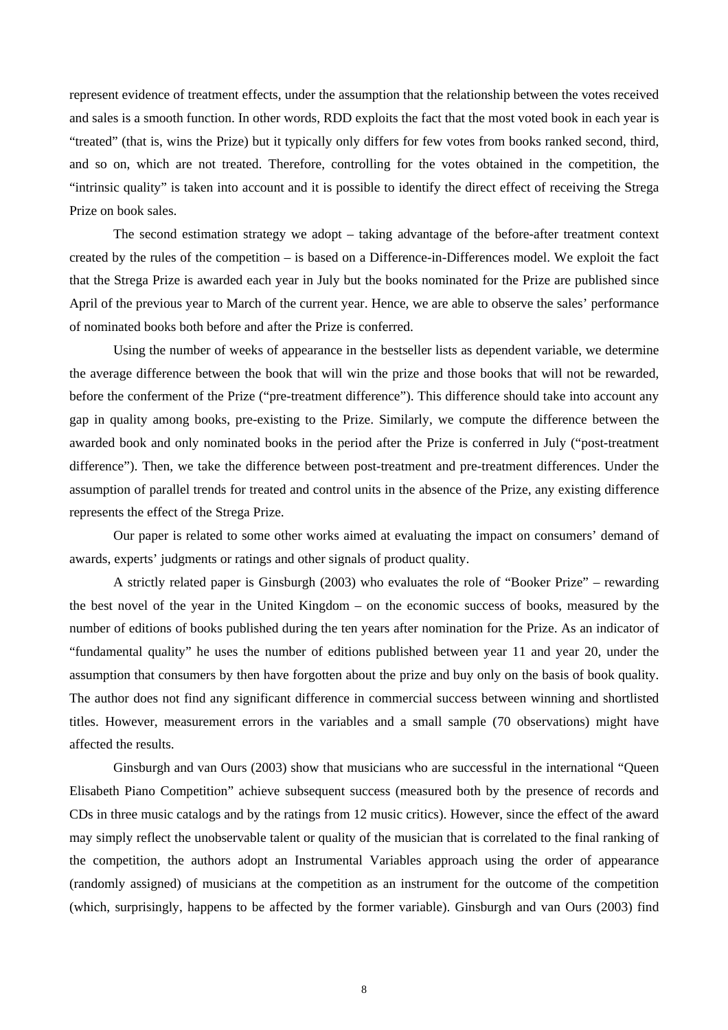represent evidence of treatment effects, under the assumption that the relationship between the votes received and sales is a smooth function. In other words, RDD exploits the fact that the most voted book in each year is "treated" (that is, wins the Prize) but it typically only differs for few votes from books ranked second, third, and so on, which are not treated. Therefore, controlling for the votes obtained in the competition, the "intrinsic quality" is taken into account and it is possible to identify the direct effect of receiving the Strega Prize on book sales.

The second estimation strategy we adopt – taking advantage of the before-after treatment context created by the rules of the competition – is based on a Difference-in-Differences model. We exploit the fact that the Strega Prize is awarded each year in July but the books nominated for the Prize are published since April of the previous year to March of the current year. Hence, we are able to observe the sales' performance of nominated books both before and after the Prize is conferred.

Using the number of weeks of appearance in the bestseller lists as dependent variable, we determine the average difference between the book that will win the prize and those books that will not be rewarded, before the conferment of the Prize ("pre-treatment difference"). This difference should take into account any gap in quality among books, pre-existing to the Prize. Similarly, we compute the difference between the awarded book and only nominated books in the period after the Prize is conferred in July ("post-treatment difference"). Then, we take the difference between post-treatment and pre-treatment differences. Under the assumption of parallel trends for treated and control units in the absence of the Prize, any existing difference represents the effect of the Strega Prize.

Our paper is related to some other works aimed at evaluating the impact on consumers' demand of awards, experts' judgments or ratings and other signals of product quality.

A strictly related paper is Ginsburgh (2003) who evaluates the role of "Booker Prize" – rewarding the best novel of the year in the United Kingdom – on the economic success of books, measured by the number of editions of books published during the ten years after nomination for the Prize. As an indicator of "fundamental quality" he uses the number of editions published between year 11 and year 20, under the assumption that consumers by then have forgotten about the prize and buy only on the basis of book quality. The author does not find any significant difference in commercial success between winning and shortlisted titles. However, measurement errors in the variables and a small sample (70 observations) might have affected the results.

Ginsburgh and van Ours (2003) show that musicians who are successful in the international "Queen Elisabeth Piano Competition" achieve subsequent success (measured both by the presence of records and CDs in three music catalogs and by the ratings from 12 music critics). However, since the effect of the award may simply reflect the unobservable talent or quality of the musician that is correlated to the final ranking of the competition, the authors adopt an Instrumental Variables approach using the order of appearance (randomly assigned) of musicians at the competition as an instrument for the outcome of the competition (which, surprisingly, happens to be affected by the former variable). Ginsburgh and van Ours (2003) find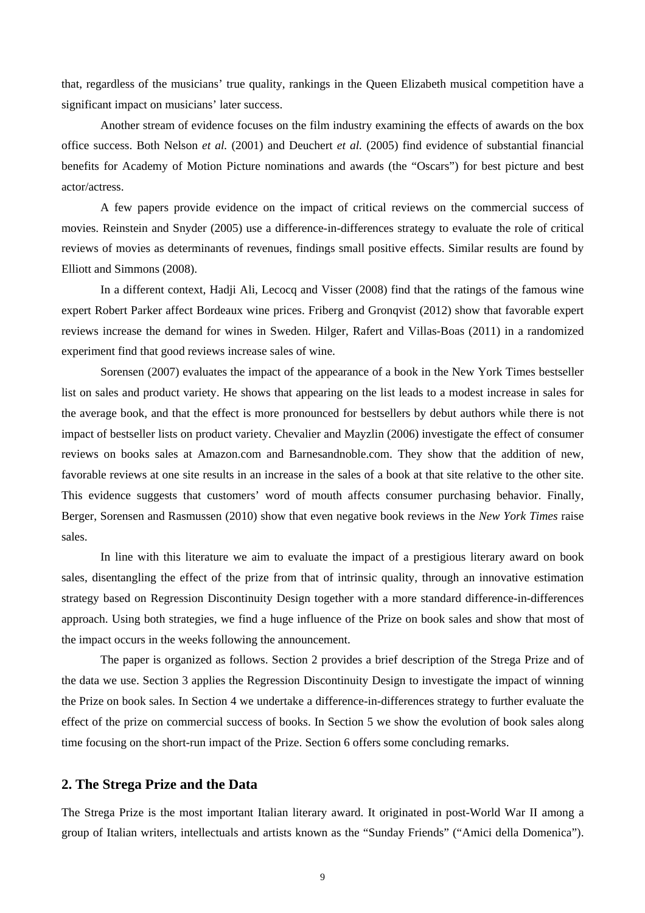that, regardless of the musicians' true quality, rankings in the Queen Elizabeth musical competition have a significant impact on musicians' later success.

Another stream of evidence focuses on the film industry examining the effects of awards on the box office success. Both Nelson *et al.* (2001) and Deuchert *et al.* (2005) find evidence of substantial financial benefits for Academy of Motion Picture nominations and awards (the "Oscars") for best picture and best actor/actress.

A few papers provide evidence on the impact of critical reviews on the commercial success of movies. Reinstein and Snyder (2005) use a difference-in-differences strategy to evaluate the role of critical reviews of movies as determinants of revenues, findings small positive effects. Similar results are found by Elliott and Simmons (2008).

In a different context, Hadji Ali, Lecocq and Visser (2008) find that the ratings of the famous wine expert Robert Parker affect Bordeaux wine prices. Friberg and Gronqvist (2012) show that favorable expert reviews increase the demand for wines in Sweden. Hilger, Rafert and Villas-Boas (2011) in a randomized experiment find that good reviews increase sales of wine.

Sorensen (2007) evaluates the impact of the appearance of a book in the New York Times bestseller list on sales and product variety. He shows that appearing on the list leads to a modest increase in sales for the average book, and that the effect is more pronounced for bestsellers by debut authors while there is not impact of bestseller lists on product variety. Chevalier and Mayzlin (2006) investigate the effect of consumer reviews on books sales at Amazon.com and Barnesandnoble.com. They show that the addition of new, favorable reviews at one site results in an increase in the sales of a book at that site relative to the other site. This evidence suggests that customers' word of mouth affects consumer purchasing behavior. Finally, Berger, Sorensen and Rasmussen (2010) show that even negative book reviews in the *New York Times* raise sales.

In line with this literature we aim to evaluate the impact of a prestigious literary award on book sales, disentangling the effect of the prize from that of intrinsic quality, through an innovative estimation strategy based on Regression Discontinuity Design together with a more standard difference-in-differences approach. Using both strategies, we find a huge influence of the Prize on book sales and show that most of the impact occurs in the weeks following the announcement.

The paper is organized as follows. Section 2 provides a brief description of the Strega Prize and of the data we use. Section 3 applies the Regression Discontinuity Design to investigate the impact of winning the Prize on book sales. In Section 4 we undertake a difference-in-differences strategy to further evaluate the effect of the prize on commercial success of books. In Section 5 we show the evolution of book sales along time focusing on the short-run impact of the Prize. Section 6 offers some concluding remarks.

## 2. The Strega Prize and the Data

The Strega Prize is the most important Italian literary award. It originated in post-World War II among a group of Italian writers, intellectuals and artists known as the "Sunday Friends" ("Amici della Domenica").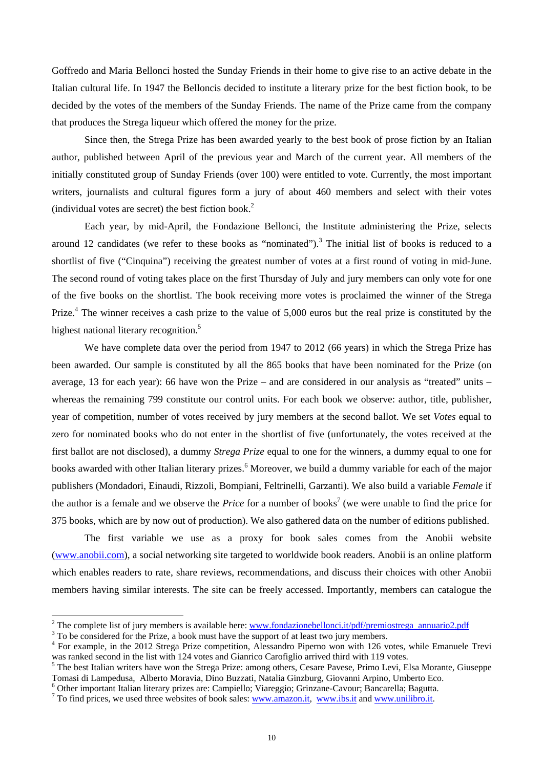Goffredo and Maria Bellonci hosted the Sunday Friends in their home to give rise to an active debate in the Italian cultural life. In 1947 the Belloncis decided to institute a literary prize for the best fiction book, to be decided by the votes of the members of the Sunday Friends. The name of the Prize came from the company that produces the Strega liqueur which offered the money for the prize.

Since then, the Strega Prize has been awarded yearly to the best book of prose fiction by an Italian author, published between April of the previous year and March of the current year. All members of the initially constituted group of Sunday Friends (over 100) were entitled to vote. Currently, the most important writers, journalists and cultural figures form a jury of about 460 members and select with their votes (individual votes are secret) the best fiction book.[2]

Each year, by mid-April, the Fondazione Bellonci, the Institute administering the Prize, selects around 12 candidates (we refer to these books as "nominated").[3] The initial list of books is reduced to a shortlist of five ("Cinquina") receiving the greatest number of votes at a first round of voting in mid-June. The second round of voting takes place on the first Thursday of July and jury members can only vote for one of the five books on the shortlist. The book receiving more votes is proclaimed the winner of the Strega Prize.[4] The winner receives a cash prize to the value of 5,000 euros but the real prize is constituted by the highest national literary recognition.[5]

We have complete data over the period from 1947 to 2012 (66 years) in which the Strega Prize has been awarded. Our sample is constituted by all the 865 books that have been nominated for the Prize (on average, 13 for each year): 66 have won the Prize – and are considered in our analysis as "treated" units – whereas the remaining 799 constitute our control units. For each book we observe: author, title, publisher, year of competition, number of votes received by jury members at the second ballot. We set *Votes* equal to zero for nominated books who do not enter in the shortlist of five (unfortunately, the votes received at the first ballot are not disclosed), a dummy *Strega Prize* equal to one for the winners, a dummy equal to one for books awarded with other Italian literary prizes.[6] Moreover, we build a dummy variable for each of the major publishers (Mondadori, Einaudi, Rizzoli, Bompiani, Feltrinelli, Garzanti). We also build a variable *Female* if the author is a female and we observe the *Price* for a number of books[7] (we were unable to find the price for 375 books, which are by now out of production). We also gathered data on the number of editions published.

The first variable we use as a proxy for book sales comes from the Anobii website (www.anobii.com), a social networking site targeted to worldwide book readers. Anobii is an online platform which enables readers to rate, share reviews, recommendations, and discuss their choices with other Anobii members having similar interests. The site can be freely accessed. Importantly, members can catalogue the

---

[2] The complete list of jury members is available here: www.fondazionebellonci.it/pdf/premiostrega_annuario2.pdf

[3] To be considered for the Prize, a book must have the support of at least two jury members.

[4] For example, in the 2012 Strega Prize competition, Alessandro Piperno won with 126 votes, while Emanuele Trevi was ranked second in the list with 124 votes and Gianrico Carofiglio arrived third with 119 votes.

[5] The best Italian writers have won the Strega Prize: among others, Cesare Pavese, Primo Levi, Elsa Morante, Giuseppe Tomasi di Lampedusa, Alberto Moravia, Dino Buzzati, Natalia Ginzburg, Giovanni Arpino, Umberto Eco.

[6] Other important Italian literary prizes are: Campiello; Viareggio; Grinzane-Cavour; Bancarella; Bagutta.

[7] To find prices, we used three websites of book sales: www.amazon.it, www.ibs.it and www.unilibro.it.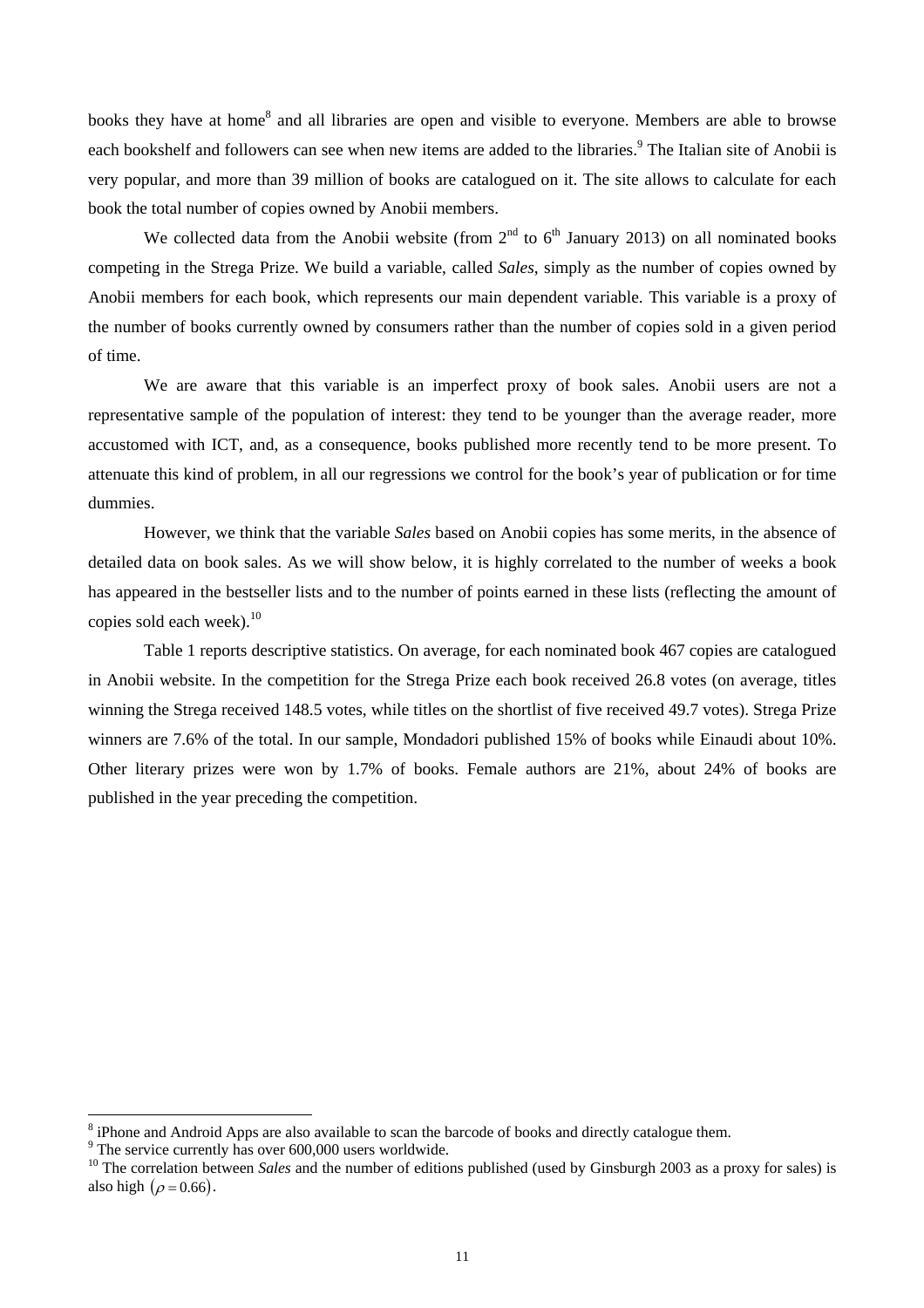books they have at home[8] and all libraries are open and visible to everyone. Members are able to browse each bookshelf and followers can see when new items are added to the libraries.[9] The Italian site of Anobii is very popular, and more than 39 million of books are catalogued on it. The site allows to calculate for each book the total number of copies owned by Anobii members.

We collected data from the Anobii website (from 2nd to 6th January 2013) on all nominated books competing in the Strega Prize. We build a variable, called *Sales*, simply as the number of copies owned by Anobii members for each book, which represents our main dependent variable. This variable is a proxy of the number of books currently owned by consumers rather than the number of copies sold in a given period of time.

We are aware that this variable is an imperfect proxy of book sales. Anobii users are not a representative sample of the population of interest: they tend to be younger than the average reader, more accustomed with ICT, and, as a consequence, books published more recently tend to be more present. To attenuate this kind of problem, in all our regressions we control for the book's year of publication or for time dummies.

However, we think that the variable *Sales* based on Anobii copies has some merits, in the absence of detailed data on book sales. As we will show below, it is highly correlated to the number of weeks a book has appeared in the bestseller lists and to the number of points earned in these lists (reflecting the amount of copies sold each week).[10]

Table 1 reports descriptive statistics. On average, for each nominated book 467 copies are catalogued in Anobii website. In the competition for the Strega Prize each book received 26.8 votes (on average, titles winning the Strega received 148.5 votes, while titles on the shortlist of five received 49.7 votes). Strega Prize winners are 7.6% of the total. In our sample, Mondadori published 15% of books while Einaudi about 10%. Other literary prizes were won by 1.7% of books. Female authors are 21%, about 24% of books are published in the year preceding the competition.

---

[8] iPhone and Android Apps are also available to scan the barcode of books and directly catalogue them.

[9] The service currently has over 600,000 users worldwide.

[10] The correlation between *Sales* and the number of editions published (used by Ginsburgh 2003 as a proxy for sales) is also high $(\rho = 0.66)$.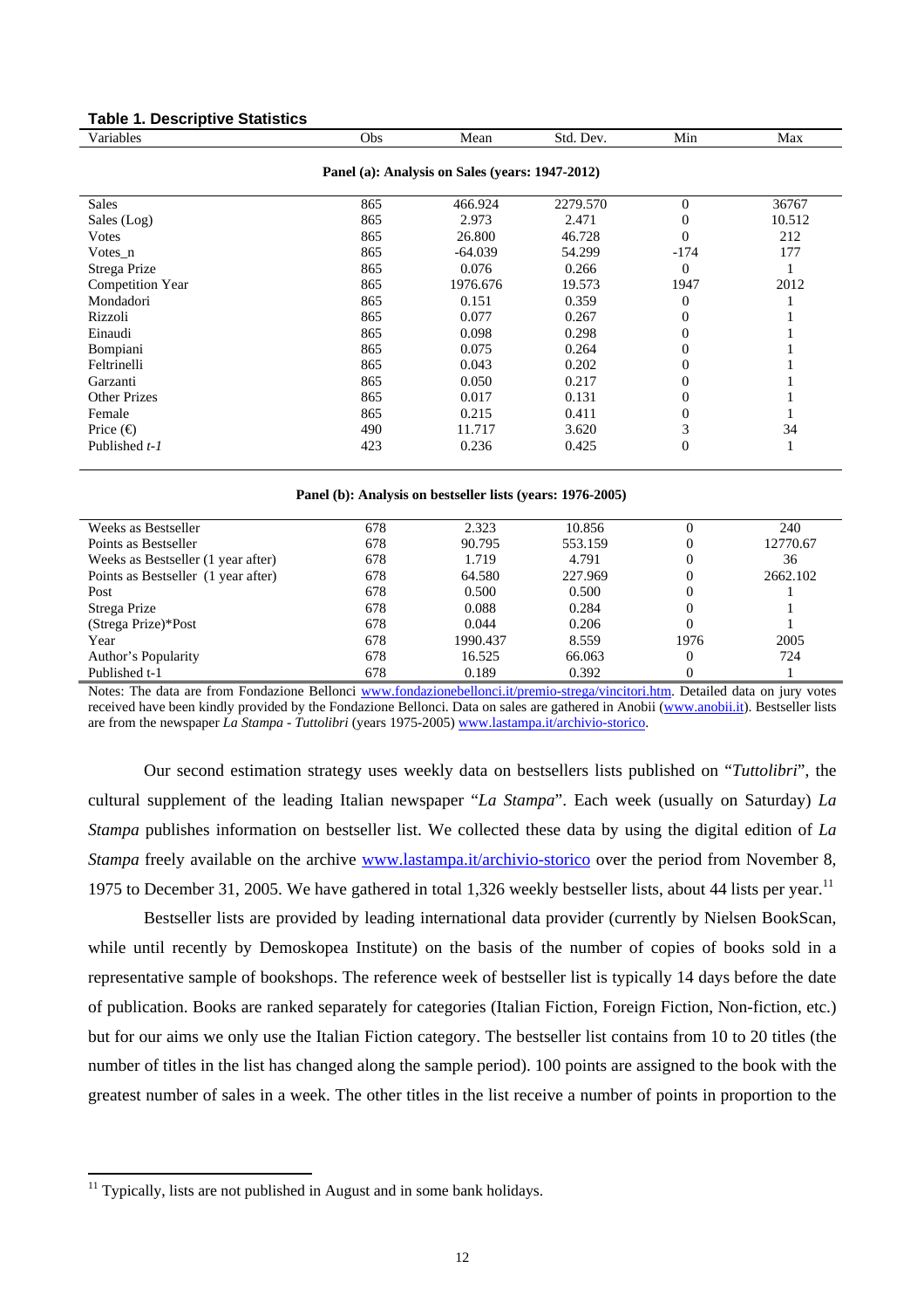**Table 1. Descriptive Statistics**

| Variables | Obs | Mean | Std. Dev. | Min | Max |
|---|---|---|---|---|---|
| **Panel (a): Analysis on Sales (years: 1947-2012)** | | | | | |
| Sales | 865 | 466.924 | 2279.570 | 0 | 36767 |
| Sales (Log) | 865 | 2.973 | 2.471 | 0 | 10.512 |
| Votes | 865 | 26.800 | 46.728 | 0 | 212 |
| Votes_n | 865 | -64.039 | 54.299 | -174 | 177 |
| Strega Prize | 865 | 0.076 | 0.266 | 0 | 1 |
| Competition Year | 865 | 1976.676 | 19.573 | 1947 | 2012 |
| Mondadori | 865 | 0.151 | 0.359 | 0 | 1 |
| Rizzoli | 865 | 0.077 | 0.267 | 0 | 1 |
| Einaudi | 865 | 0.098 | 0.298 | 0 | 1 |
| Bompiani | 865 | 0.075 | 0.264 | 0 | 1 |
| Feltrinelli | 865 | 0.043 | 0.202 | 0 | 1 |
| Garzanti | 865 | 0.050 | 0.217 | 0 | 1 |
| Other Prizes | 865 | 0.017 | 0.131 | 0 | 1 |
| Female | 865 | 0.215 | 0.411 | 0 | 1 |
| Price (€) | 490 | 11.717 | 3.620 | 3 | 34 |
| Published *t-1* | 423 | 0.236 | 0.425 | 0 | 1 |
| **Panel (b): Analysis on bestseller lists (years: 1976-2005)** | | | | | |
| Weeks as Bestseller | 678 | 2.323 | 10.856 | 0 | 240 |
| Points as Bestseller | 678 | 90.795 | 553.159 | 0 | 12770.67 |
| Weeks as Bestseller (1 year after) | 678 | 1.719 | 4.791 | 0 | 36 |
| Points as Bestseller (1 year after) | 678 | 64.580 | 227.969 | 0 | 2662.102 |
| Post | 678 | 0.500 | 0.500 | 0 | 1 |
| Strega Prize | 678 | 0.088 | 0.284 | 0 | 1 |
| (Strega Prize)*Post | 678 | 0.044 | 0.206 | 0 | 1 |
| Year | 678 | 1990.437 | 8.559 | 1976 | 2005 |
| Author's Popularity | 678 | 16.525 | 66.063 | 0 | 724 |
| Published t-1 | 678 | 0.189 | 0.392 | 0 | 1 |

Notes: The data are from Fondazione Bellonci www.fondazionebellonci.it/premio-strega/vincitori.htm. Detailed data on jury votes received have been kindly provided by the Fondazione Bellonci. Data on sales are gathered in Anobii (www.anobii.it). Bestseller lists are from the newspaper *La Stampa - Tuttolibri* (years 1975-2005) www.lastampa.it/archivio-storico.

Our second estimation strategy uses weekly data on bestsellers lists published on "*Tuttolibri*", the cultural supplement of the leading Italian newspaper "*La Stampa*". Each week (usually on Saturday) *La Stampa* publishes information on bestseller list. We collected these data by using the digital edition of *La Stampa* freely available on the archive www.lastampa.it/archivio-storico over the period from November 8, 1975 to December 31, 2005. We have gathered in total 1,326 weekly bestseller lists, about 44 lists per year.[11]

Bestseller lists are provided by leading international data provider (currently by Nielsen BookScan, while until recently by Demoskopea Institute) on the basis of the number of copies of books sold in a representative sample of bookshops. The reference week of bestseller list is typically 14 days before the date of publication. Books are ranked separately for categories (Italian Fiction, Foreign Fiction, Non-fiction, etc.) but for our aims we only use the Italian Fiction category. The bestseller list contains from 10 to 20 titles (the number of titles in the list has changed along the sample period). 100 points are assigned to the book with the greatest number of sales in a week. The other titles in the list receive a number of points in proportion to the

[11] Typically, lists are not published in August and in some bank holidays.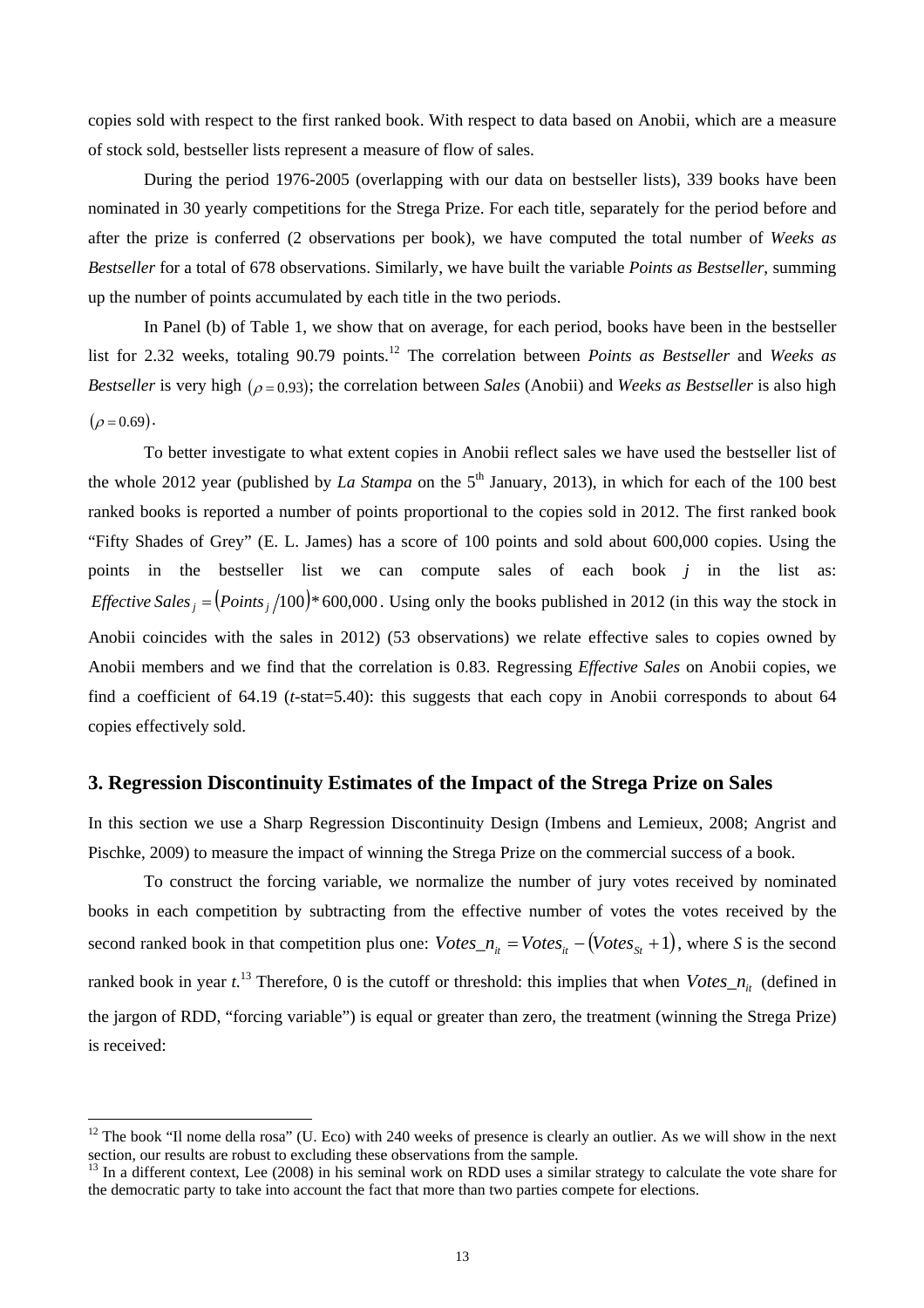copies sold with respect to the first ranked book. With respect to data based on Anobii, which are a measure of stock sold, bestseller lists represent a measure of flow of sales.

During the period 1976-2005 (overlapping with our data on bestseller lists), 339 books have been nominated in 30 yearly competitions for the Strega Prize. For each title, separately for the period before and after the prize is conferred (2 observations per book), we have computed the total number of *Weeks as Bestseller* for a total of 678 observations. Similarly, we have built the variable *Points as Bestseller*, summing up the number of points accumulated by each title in the two periods.

In Panel (b) of Table 1, we show that on average, for each period, books have been in the bestseller list for 2.32 weeks, totaling 90.79 points.[12] The correlation between *Points as Bestseller* and *Weeks as Bestseller* is very high $(\rho = 0.93)$; the correlation between *Sales* (Anobii) and *Weeks as Bestseller* is also high $(\rho = 0.69)$.

To better investigate to what extent copies in Anobii reflect sales we have used the bestseller list of the whole 2012 year (published by *La Stampa* on the 5th January, 2013), in which for each of the 100 best ranked books is reported a number of points proportional to the copies sold in 2012. The first ranked book "Fifty Shades of Grey" (E. L. James) has a score of 100 points and sold about 600,000 copies. Using the points in the bestseller list we can compute sales of each book $j$ in the list as: $Effective\ Sales_j = (Points_j/100) * 600{,}000$. Using only the books published in 2012 (in this way the stock in Anobii coincides with the sales in 2012) (53 observations) we relate effective sales to copies owned by Anobii members and we find that the correlation is 0.83. Regressing *Effective Sales* on Anobii copies, we find a coefficient of 64.19 (*t*-stat=5.40): this suggests that each copy in Anobii corresponds to about 64 copies effectively sold.

## 3. Regression Discontinuity Estimates of the Impact of the Strega Prize on Sales

In this section we use a Sharp Regression Discontinuity Design (Imbens and Lemieux, 2008; Angrist and Pischke, 2009) to measure the impact of winning the Strega Prize on the commercial success of a book.

To construct the forcing variable, we normalize the number of jury votes received by nominated books in each competition by subtracting from the effective number of votes the votes received by the second ranked book in that competition plus one: $Votes\_n_{it} = Votes_{it} - (Votes_{St} + 1)$, where $S$ is the second ranked book in year $t$.[13] Therefore, 0 is the cutoff or threshold: this implies that when $Votes\_n_{it}$ (defined in the jargon of RDD, "forcing variable") is equal or greater than zero, the treatment (winning the Strega Prize) is received:

[12] The book "Il nome della rosa" (U. Eco) with 240 weeks of presence is clearly an outlier. As we will show in the next section, our results are robust to excluding these observations from the sample.

[13] In a different context, Lee (2008) in his seminal work on RDD uses a similar strategy to calculate the vote share for the democratic party to take into account the fact that more than two parties compete for elections.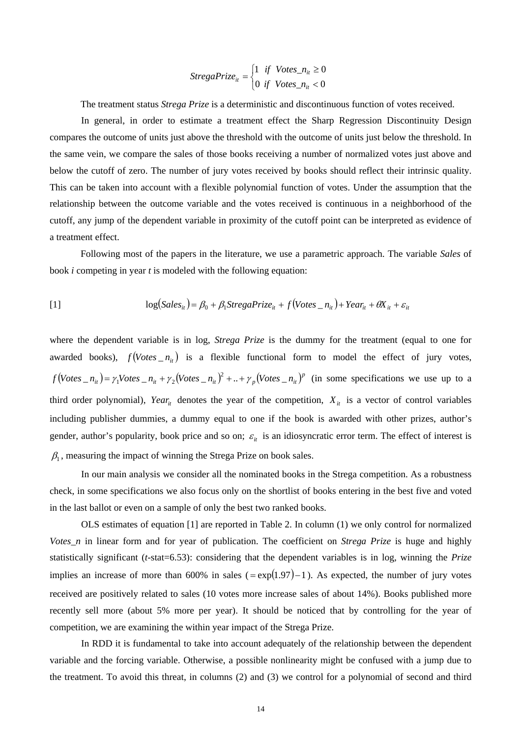$$StregaPrize_{it} = \begin{cases} 1 & if \ \ Votes\_n_{it} \geq 0 \\ 0 & if \ \ Votes\_n_{it} < 0 \end{cases}$$

The treatment status *Strega Prize* is a deterministic and discontinuous function of votes received.

In general, in order to estimate a treatment effect the Sharp Regression Discontinuity Design compares the outcome of units just above the threshold with the outcome of units just below the threshold. In the same vein, we compare the sales of those books receiving a number of normalized votes just above and below the cutoff of zero. The number of jury votes received by books should reflect their intrinsic quality. This can be taken into account with a flexible polynomial function of votes. Under the assumption that the relationship between the outcome variable and the votes received is continuous in a neighborhood of the cutoff, any jump of the dependent variable in proximity of the cutoff point can be interpreted as evidence of a treatment effect.

Following most of the papers in the literature, we use a parametric approach. The variable *Sales* of book *i* competing in year *t* is modeled with the following equation:

$$[1] \qquad \log(Sales_{it}) = \beta_0 + \beta_1 StregaPrize_{it} + f(Votes\_n_{it}) + Year_{it} + \theta X_{it} + \varepsilon_{it}$$

where the dependent variable is in log, *Strega Prize* is the dummy for the treatment (equal to one for awarded books), $f(Votes\_n_{it})$ is a flexible functional form to model the effect of jury votes, $f(Votes\_n_{it}) = \gamma_1 Votes\_n_{it} + \gamma_2 (Votes\_n_{it})^2 + .. + \gamma_p (Votes\_n_{it})^p$ (in some specifications we use up to a third order polynomial), $Year_{it}$ denotes the year of the competition, $X_{it}$ is a vector of control variables including publisher dummies, a dummy equal to one if the book is awarded with other prizes, author's gender, author's popularity, book price and so on; $\varepsilon_{it}$ is an idiosyncratic error term. The effect of interest is $\beta_1$, measuring the impact of winning the Strega Prize on book sales.

In our main analysis we consider all the nominated books in the Strega competition. As a robustness check, in some specifications we also focus only on the shortlist of books entering in the best five and voted in the last ballot or even on a sample of only the best two ranked books.

OLS estimates of equation [1] are reported in Table 2. In column (1) we only control for normalized *Votes_n* in linear form and for year of publication. The coefficient on *Strega Prize* is huge and highly statistically significant (*t*-stat=6.53): considering that the dependent variables is in log, winning the *Prize* implies an increase of more than 600% in sales ($= \exp(1.97) - 1$). As expected, the number of jury votes received are positively related to sales (10 votes more increase sales of about 14%). Books published more recently sell more (about 5% more per year). It should be noticed that by controlling for the year of competition, we are examining the within year impact of the Strega Prize.

In RDD it is fundamental to take into account adequately of the relationship between the dependent variable and the forcing variable. Otherwise, a possible nonlinearity might be confused with a jump due to the treatment. To avoid this threat, in columns (2) and (3) we control for a polynomial of second and third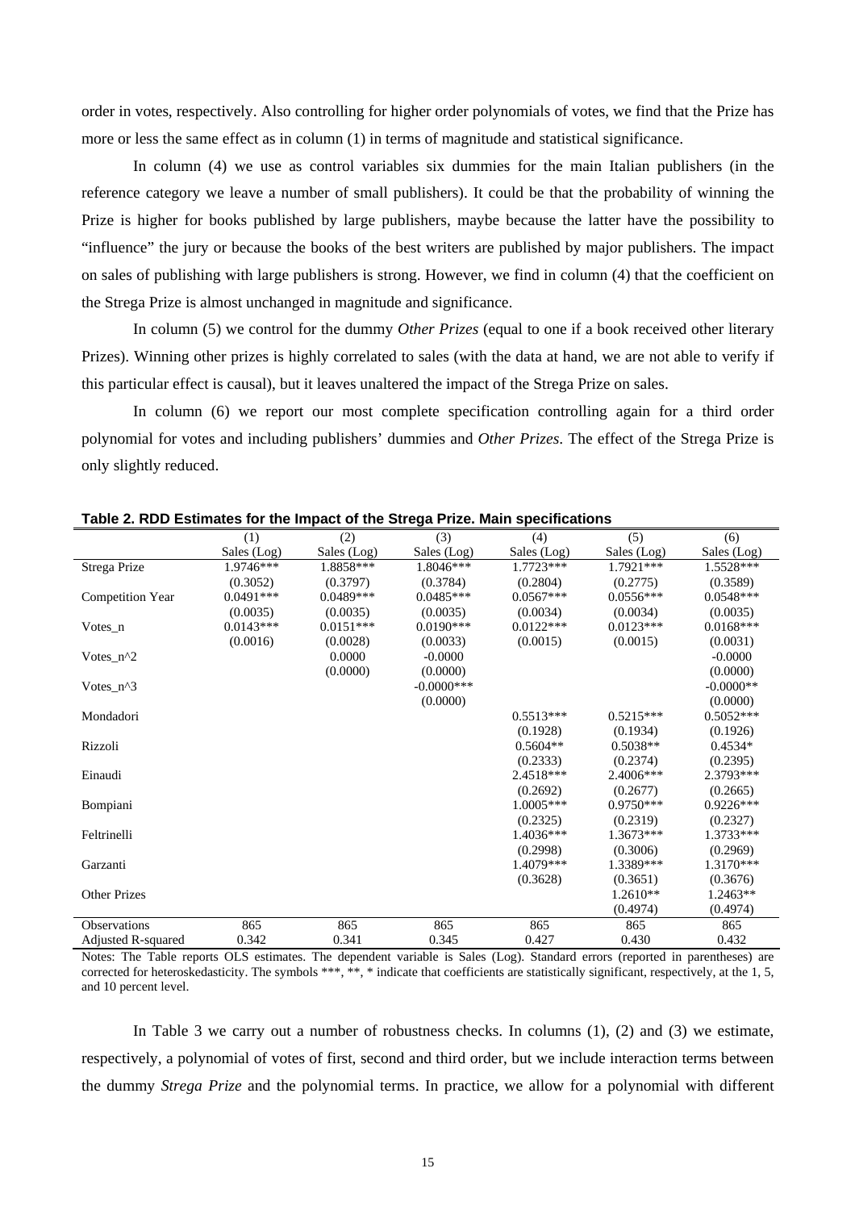order in votes, respectively. Also controlling for higher order polynomials of votes, we find that the Prize has more or less the same effect as in column (1) in terms of magnitude and statistical significance.

In column (4) we use as control variables six dummies for the main Italian publishers (in the reference category we leave a number of small publishers). It could be that the probability of winning the Prize is higher for books published by large publishers, maybe because the latter have the possibility to "influence" the jury or because the books of the best writers are published by major publishers. The impact on sales of publishing with large publishers is strong. However, we find in column (4) that the coefficient on the Strega Prize is almost unchanged in magnitude and significance.

In column (5) we control for the dummy *Other Prizes* (equal to one if a book received other literary Prizes). Winning other prizes is highly correlated to sales (with the data at hand, we are not able to verify if this particular effect is causal), but it leaves unaltered the impact of the Strega Prize on sales.

In column (6) we report our most complete specification controlling again for a third order polynomial for votes and including publishers' dummies and *Other Prizes*. The effect of the Strega Prize is only slightly reduced.

**Table 2. RDD Estimates for the Impact of the Strega Prize. Main specifications**

| | (1) | (2) | (3) | (4) | (5) | (6) |
|---|---|---|---|---|---|---|
| | Sales (Log) | Sales (Log) | Sales (Log) | Sales (Log) | Sales (Log) | Sales (Log) |
| Strega Prize | 1.9746*** | 1.8858*** | 1.8046*** | 1.7723*** | 1.7921*** | 1.5528*** |
| | (0.3052) | (0.3797) | (0.3784) | (0.2804) | (0.2775) | (0.3589) |
| Competition Year | 0.0491*** | 0.0489*** | 0.0485*** | 0.0567*** | 0.0556*** | 0.0548*** |
| | (0.0035) | (0.0035) | (0.0035) | (0.0034) | (0.0034) | (0.0035) |
| Votes_n | 0.0143*** | 0.0151*** | 0.0190*** | 0.0122*** | 0.0123*** | 0.0168*** |
| | (0.0016) | (0.0028) | (0.0033) | (0.0015) | (0.0015) | (0.0031) |
| Votes_n^2 | | 0.0000 | -0.0000 | | | -0.0000 |
| | | (0.0000) | (0.0000) | | | (0.0000) |
| Votes_n^3 | | | -0.0000*** | | | -0.0000** |
| | | | (0.0000) | | | (0.0000) |
| Mondadori | | | | 0.5513*** | 0.5215*** | 0.5052*** |
| | | | | (0.1928) | (0.1934) | (0.1926) |
| Rizzoli | | | | 0.5604** | 0.5038** | 0.4534* |
| | | | | (0.2333) | (0.2374) | (0.2395) |
| Einaudi | | | | 2.4518*** | 2.4006*** | 2.3793*** |
| | | | | (0.2692) | (0.2677) | (0.2665) |
| Bompiani | | | | 1.0005*** | 0.9750*** | 0.9226*** |
| | | | | (0.2325) | (0.2319) | (0.2327) |
| Feltrinelli | | | | 1.4036*** | 1.3673*** | 1.3733*** |
| | | | | (0.2998) | (0.3006) | (0.2969) |
| Garzanti | | | | 1.4079*** | 1.3389*** | 1.3170*** |
| | | | | (0.3628) | (0.3651) | (0.3676) |
| Other Prizes | | | | | 1.2610** | 1.2463** |
| | | | | | (0.4974) | (0.4974) |
| Observations | 865 | 865 | 865 | 865 | 865 | 865 |
| Adjusted R-squared | 0.342 | 0.341 | 0.345 | 0.427 | 0.430 | 0.432 |

Notes: The Table reports OLS estimates. The dependent variable is Sales (Log). Standard errors (reported in parentheses) are corrected for heteroskedasticity. The symbols ***, **, * indicate that coefficients are statistically significant, respectively, at the 1, 5, and 10 percent level.

In Table 3 we carry out a number of robustness checks. In columns (1), (2) and (3) we estimate, respectively, a polynomial of votes of first, second and third order, but we include interaction terms between the dummy *Strega Prize* and the polynomial terms. In practice, we allow for a polynomial with different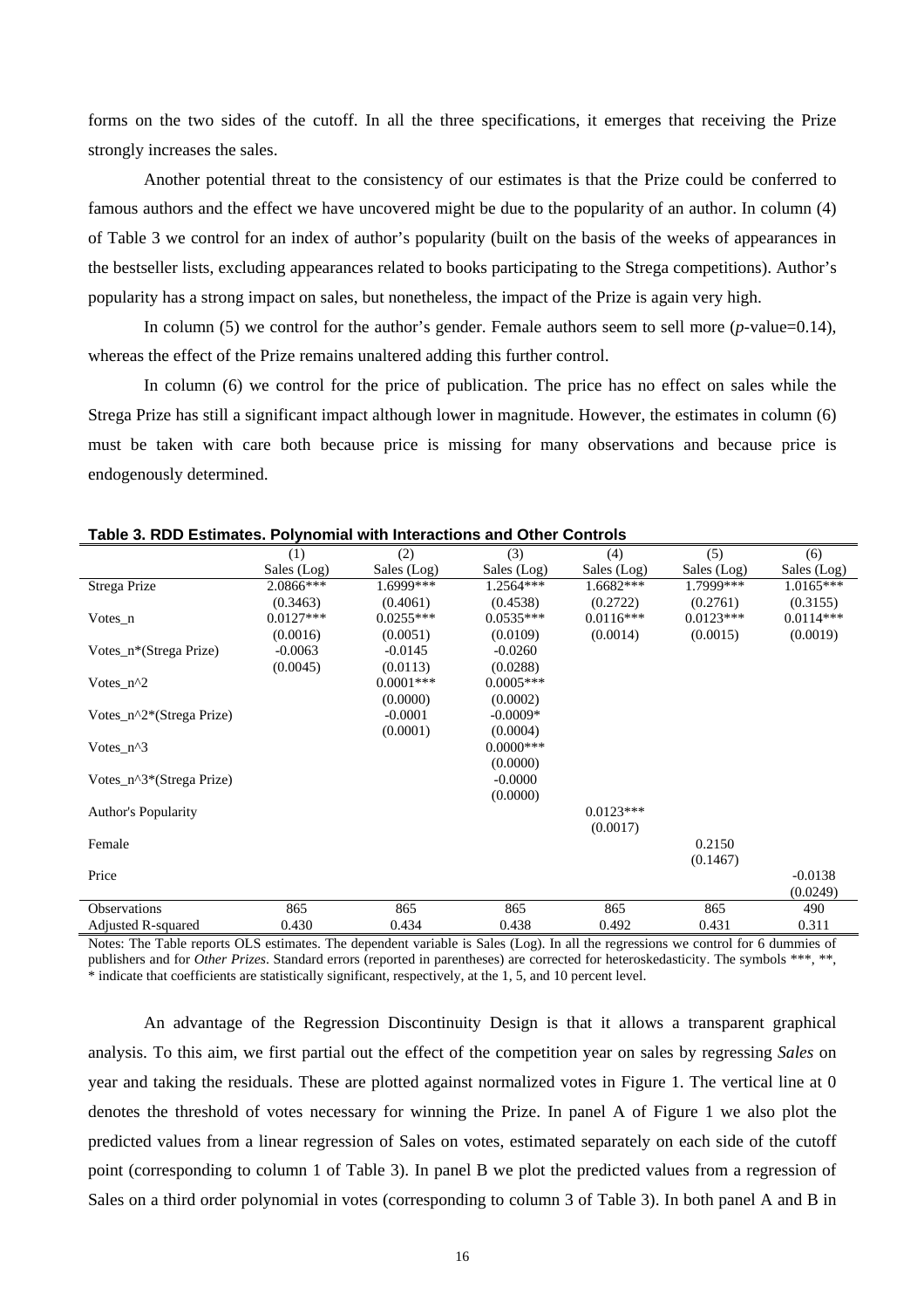forms on the two sides of the cutoff. In all the three specifications, it emerges that receiving the Prize strongly increases the sales.

Another potential threat to the consistency of our estimates is that the Prize could be conferred to famous authors and the effect we have uncovered might be due to the popularity of an author. In column (4) of Table 3 we control for an index of author's popularity (built on the basis of the weeks of appearances in the bestseller lists, excluding appearances related to books participating to the Strega competitions). Author's popularity has a strong impact on sales, but nonetheless, the impact of the Prize is again very high.

In column (5) we control for the author's gender. Female authors seem to sell more ($p$-value=0.14), whereas the effect of the Prize remains unaltered adding this further control.

In column (6) we control for the price of publication. The price has no effect on sales while the Strega Prize has still a significant impact although lower in magnitude. However, the estimates in column (6) must be taken with care both because price is missing for many observations and because price is endogenously determined.

**Table 3. RDD Estimates. Polynomial with Interactions and Other Controls**

| | (1) | (2) | (3) | (4) | (5) | (6) |
|---|---|---|---|---|---|---|
| | Sales (Log) | Sales (Log) | Sales (Log) | Sales (Log) | Sales (Log) | Sales (Log) |
| Strega Prize | 2.0866*** | 1.6999*** | 1.2564*** | 1.6682*** | 1.7999*** | 1.0165*** |
| | (0.3463) | (0.4061) | (0.4538) | (0.2722) | (0.2761) | (0.3155) |
| Votes_n | 0.0127*** | 0.0255*** | 0.0535*** | 0.0116*** | 0.0123*** | 0.0114*** |
| | (0.0016) | (0.0051) | (0.0109) | (0.0014) | (0.0015) | (0.0019) |
| Votes_n*(Strega Prize) | -0.0063 | -0.0145 | -0.0260 | | | |
| | (0.0045) | (0.0113) | (0.0288) | | | |
| Votes_n^2 | | 0.0001*** | 0.0005*** | | | |
| | | (0.0000) | (0.0002) | | | |
| Votes_n^2*(Strega Prize) | | -0.0001 | -0.0009* | | | |
| | | (0.0001) | (0.0004) | | | |
| Votes_n^3 | | | 0.0000*** | | | |
| | | | (0.0000) | | | |
| Votes_n^3*(Strega Prize) | | | -0.0000 | | | |
| | | | (0.0000) | | | |
| Author's Popularity | | | | 0.0123*** | | |
| | | | | (0.0017) | | |
| Female | | | | | 0.2150 | |
| | | | | | (0.1467) | |
| Price | | | | | | -0.0138 |
| | | | | | | (0.0249) |
| Observations | 865 | 865 | 865 | 865 | 865 | 490 |
| Adjusted R-squared | 0.430 | 0.434 | 0.438 | 0.492 | 0.431 | 0.311 |

Notes: The Table reports OLS estimates. The dependent variable is Sales (Log). In all the regressions we control for 6 dummies of publishers and for *Other Prizes*. Standard errors (reported in parentheses) are corrected for heteroskedasticity. The symbols ***, **, * indicate that coefficients are statistically significant, respectively, at the 1, 5, and 10 percent level.

An advantage of the Regression Discontinuity Design is that it allows a transparent graphical analysis. To this aim, we first partial out the effect of the competition year on sales by regressing *Sales* on year and taking the residuals. These are plotted against normalized votes in Figure 1. The vertical line at 0 denotes the threshold of votes necessary for winning the Prize. In panel A of Figure 1 we also plot the predicted values from a linear regression of Sales on votes, estimated separately on each side of the cutoff point (corresponding to column 1 of Table 3). In panel B we plot the predicted values from a regression of Sales on a third order polynomial in votes (corresponding to column 3 of Table 3). In both panel A and B in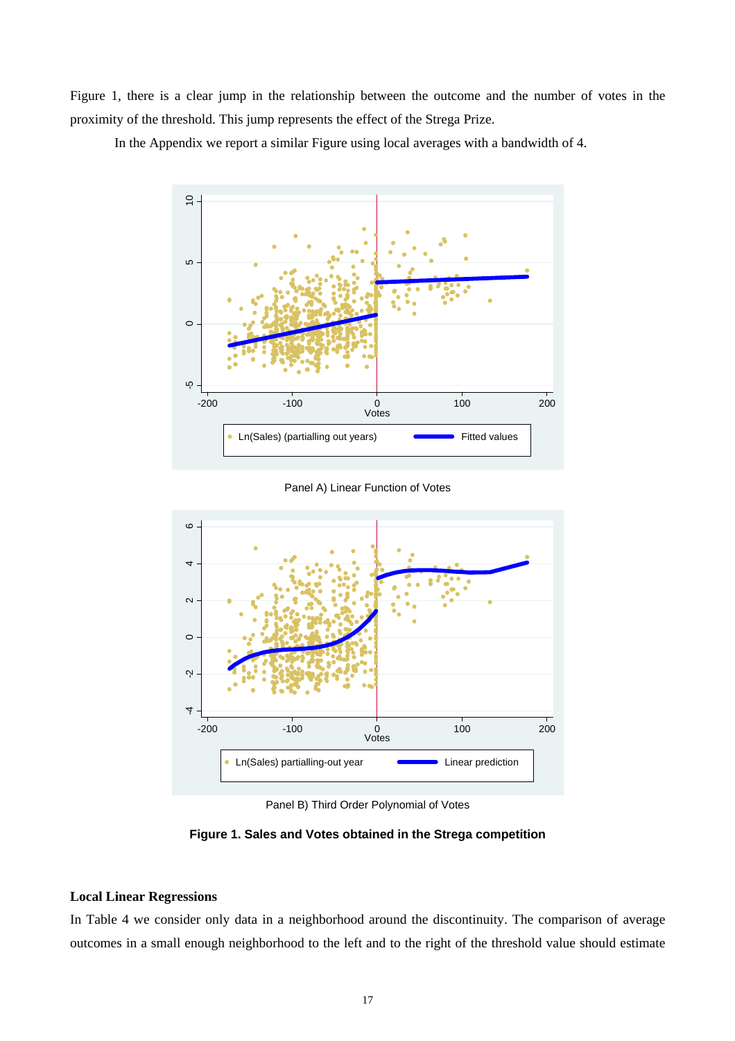Figure 1, there is a clear jump in the relationship between the outcome and the number of votes in the proximity of the threshold. This jump represents the effect of the Strega Prize.

In the Appendix we report a similar Figure using local averages with a bandwidth of 4.

Panel A) Linear Function of Votes

Panel B) Third Order Polynomial of Votes

**Figure 1. Sales and Votes obtained in the Strega competition**

**Local Linear Regressions**

In Table 4 we consider only data in a neighborhood around the discontinuity. The comparison of average outcomes in a small enough neighborhood to the left and to the right of the threshold value should estimate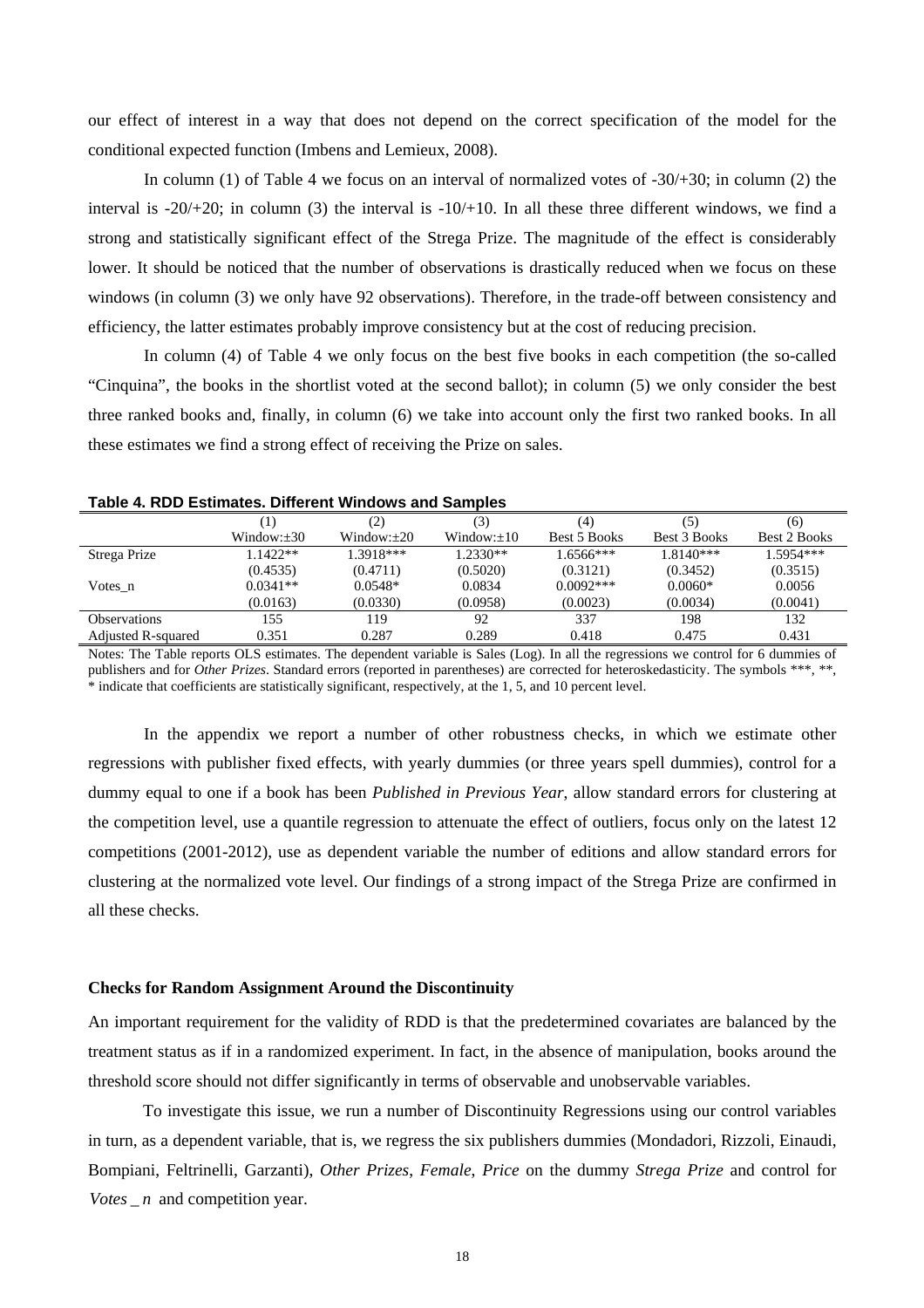our effect of interest in a way that does not depend on the correct specification of the model for the conditional expected function (Imbens and Lemieux, 2008).

In column (1) of Table 4 we focus on an interval of normalized votes of -30/+30; in column (2) the interval is -20/+20; in column (3) the interval is -10/+10. In all these three different windows, we find a strong and statistically significant effect of the Strega Prize. The magnitude of the effect is considerably lower. It should be noticed that the number of observations is drastically reduced when we focus on these windows (in column (3) we only have 92 observations). Therefore, in the trade-off between consistency and efficiency, the latter estimates probably improve consistency but at the cost of reducing precision.

In column (4) of Table 4 we only focus on the best five books in each competition (the so-called "Cinquina", the books in the shortlist voted at the second ballot); in column (5) we only consider the best three ranked books and, finally, in column (6) we take into account only the first two ranked books. In all these estimates we find a strong effect of receiving the Prize on sales.

**Table 4. RDD Estimates. Different Windows and Samples**

| | (1) Window:±30 | (2) Window:±20 | (3) Window:±10 | (4) Best 5 Books | (5) Best 3 Books | (6) Best 2 Books |
|---|---|---|---|---|---|---|
| Strega Prize | 1.1422** | 1.3918*** | 1.2330** | 1.6566*** | 1.8140*** | 1.5954*** |
| | (0.4535) | (0.4711) | (0.5020) | (0.3121) | (0.3452) | (0.3515) |
| Votes_n | 0.0341** | 0.0548* | 0.0834 | 0.0092*** | 0.0060* | 0.0056 |
| | (0.0163) | (0.0330) | (0.0958) | (0.0023) | (0.0034) | (0.0041) |
| Observations | 155 | 119 | 92 | 337 | 198 | 132 |
| Adjusted R-squared | 0.351 | 0.287 | 0.289 | 0.418 | 0.475 | 0.431 |

Notes: The Table reports OLS estimates. The dependent variable is Sales (Log). In all the regressions we control for 6 dummies of publishers and for *Other Prizes*. Standard errors (reported in parentheses) are corrected for heteroskedasticity. The symbols ***, **, * indicate that coefficients are statistically significant, respectively, at the 1, 5, and 10 percent level.

In the appendix we report a number of other robustness checks, in which we estimate other regressions with publisher fixed effects, with yearly dummies (or three years spell dummies), control for a dummy equal to one if a book has been *Published in Previous Year*, allow standard errors for clustering at the competition level, use a quantile regression to attenuate the effect of outliers, focus only on the latest 12 competitions (2001-2012), use as dependent variable the number of editions and allow standard errors for clustering at the normalized vote level. Our findings of a strong impact of the Strega Prize are confirmed in all these checks.

**Checks for Random Assignment Around the Discontinuity**

An important requirement for the validity of RDD is that the predetermined covariates are balanced by the treatment status as if in a randomized experiment. In fact, in the absence of manipulation, books around the threshold score should not differ significantly in terms of observable and unobservable variables.

To investigate this issue, we run a number of Discontinuity Regressions using our control variables in turn, as a dependent variable, that is, we regress the six publishers dummies (Mondadori, Rizzoli, Einaudi, Bompiani, Feltrinelli, Garzanti), *Other Prizes*, *Female*, *Price* on the dummy *Strega Prize* and control for $Votes\_n$ and competition year.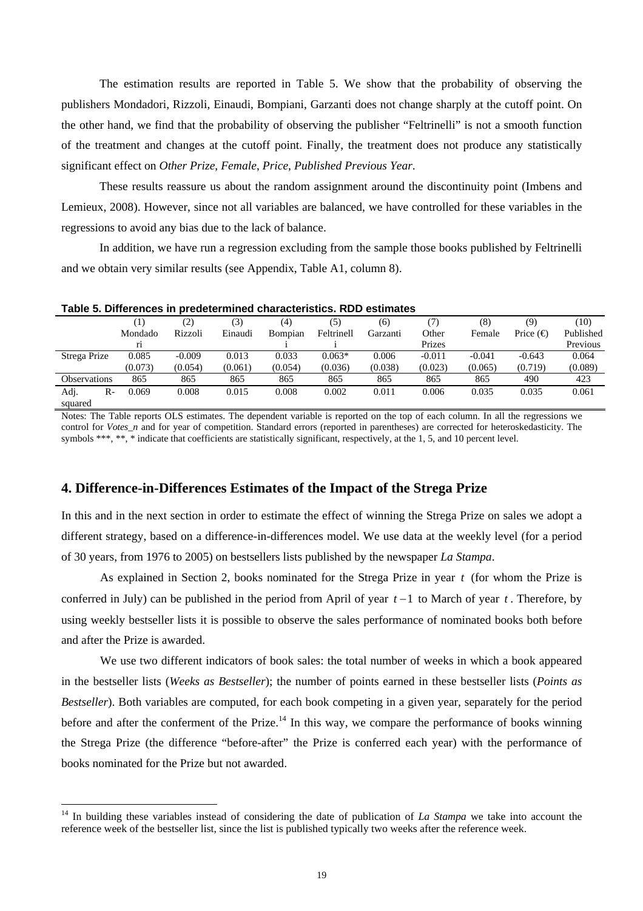The estimation results are reported in Table 5. We show that the probability of observing the publishers Mondadori, Rizzoli, Einaudi, Bompiani, Garzanti does not change sharply at the cutoff point. On the other hand, we find that the probability of observing the publisher "Feltrinelli" is not a smooth function of the treatment and changes at the cutoff point. Finally, the treatment does not produce any statistically significant effect on *Other Prize*, *Female*, *Price*, *Published Previous Year*.

These results reassure us about the random assignment around the discontinuity point (Imbens and Lemieux, 2008). However, since not all variables are balanced, we have controlled for these variables in the regressions to avoid any bias due to the lack of balance.

In addition, we have run a regression excluding from the sample those books published by Feltrinelli and we obtain very similar results (see Appendix, Table A1, column 8).

**Table 5. Differences in predetermined characteristics. RDD estimates**

| | (1) Mondadori | (2) Rizzoli | (3) Einaudi | (4) Bompiani | (5) Feltrinelli | (6) Garzanti | (7) Other Prizes | (8) Female | (9) Price (€) | (10) Published Previous |
|---|---|---|---|---|---|---|---|---|---|---|
| Strega Prize | 0.085 | -0.009 | 0.013 | 0.033 | 0.063* | 0.006 | -0.011 | -0.041 | -0.643 | 0.064 |
| | (0.073) | (0.054) | (0.061) | (0.054) | (0.036) | (0.038) | (0.023) | (0.065) | (0.719) | (0.089) |
| Observations | 865 | 865 | 865 | 865 | 865 | 865 | 865 | 865 | 490 | 423 |
| Adj. R-squared | 0.069 | 0.008 | 0.015 | 0.008 | 0.002 | 0.011 | 0.006 | 0.035 | 0.035 | 0.061 |

Notes: The Table reports OLS estimates. The dependent variable is reported on the top of each column. In all the regressions we control for *Votes_n* and for year of competition. Standard errors (reported in parentheses) are corrected for heteroskedasticity. The symbols ***, **, * indicate that coefficients are statistically significant, respectively, at the 1, 5, and 10 percent level.

## 4. Difference-in-Differences Estimates of the Impact of the Strega Prize

In this and in the next section in order to estimate the effect of winning the Strega Prize on sales we adopt a different strategy, based on a difference-in-differences model. We use data at the weekly level (for a period of 30 years, from 1976 to 2005) on bestsellers lists published by the newspaper *La Stampa*.

As explained in Section 2, books nominated for the Strega Prize in year $t$ (for whom the Prize is conferred in July) can be published in the period from April of year $t-1$ to March of year $t$. Therefore, by using weekly bestseller lists it is possible to observe the sales performance of nominated books both before and after the Prize is awarded.

We use two different indicators of book sales: the total number of weeks in which a book appeared in the bestseller lists (*Weeks as Bestseller*); the number of points earned in these bestseller lists (*Points as Bestseller*). Both variables are computed, for each book competing in a given year, separately for the period before and after the conferment of the Prize.[14] In this way, we compare the performance of books winning the Strega Prize (the difference "before-after" the Prize is conferred each year) with the performance of books nominated for the Prize but not awarded.

[14] In building these variables instead of considering the date of publication of *La Stampa* we take into account the reference week of the bestseller list, since the list is published typically two weeks after the reference week.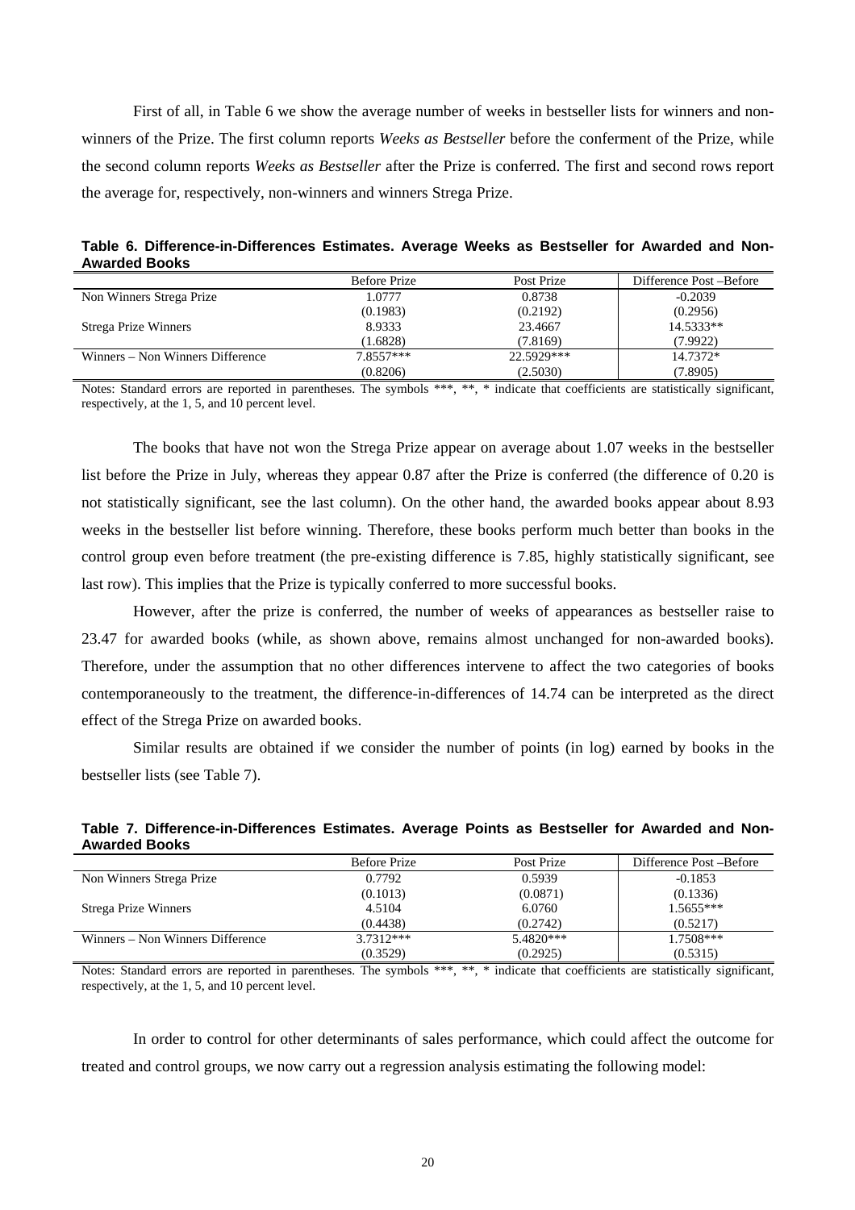First of all, in Table 6 we show the average number of weeks in bestseller lists for winners and non-winners of the Prize. The first column reports *Weeks as Bestseller* before the conferment of the Prize, while the second column reports *Weeks as Bestseller* after the Prize is conferred. The first and second rows report the average for, respectively, non-winners and winners Strega Prize.

**Table 6. Difference-in-Differences Estimates. Average Weeks as Bestseller for Awarded and Non-Awarded Books**

| | Before Prize | Post Prize | Difference Post –Before |
|---|---|---|---|
| Non Winners Strega Prize | 1.0777 | 0.8738 | -0.2039 |
| | (0.1983) | (0.2192) | (0.2956) |
| Strega Prize Winners | 8.9333 | 23.4667 | 14.5333** |
| | (1.6828) | (7.8169) | (7.9922) |
| Winners – Non Winners Difference | 7.8557*** | 22.5929*** | 14.7372* |
| | (0.8206) | (2.5030) | (7.8905) |

Notes: Standard errors are reported in parentheses. The symbols ***, **, * indicate that coefficients are statistically significant, respectively, at the 1, 5, and 10 percent level.

The books that have not won the Strega Prize appear on average about 1.07 weeks in the bestseller list before the Prize in July, whereas they appear 0.87 after the Prize is conferred (the difference of 0.20 is not statistically significant, see the last column). On the other hand, the awarded books appear about 8.93 weeks in the bestseller list before winning. Therefore, these books perform much better than books in the control group even before treatment (the pre-existing difference is 7.85, highly statistically significant, see last row). This implies that the Prize is typically conferred to more successful books.

However, after the prize is conferred, the number of weeks of appearances as bestseller raise to 23.47 for awarded books (while, as shown above, remains almost unchanged for non-awarded books). Therefore, under the assumption that no other differences intervene to affect the two categories of books contemporaneously to the treatment, the difference-in-differences of 14.74 can be interpreted as the direct effect of the Strega Prize on awarded books.

Similar results are obtained if we consider the number of points (in log) earned by books in the bestseller lists (see Table 7).

**Table 7. Difference-in-Differences Estimates. Average Points as Bestseller for Awarded and Non-Awarded Books**

| | Before Prize | Post Prize | Difference Post –Before |
|---|---|---|---|
| Non Winners Strega Prize | 0.7792 | 0.5939 | -0.1853 |
| | (0.1013) | (0.0871) | (0.1336) |
| Strega Prize Winners | 4.5104 | 6.0760 | 1.5655*** |
| | (0.4438) | (0.2742) | (0.5217) |
| Winners – Non Winners Difference | 3.7312*** | 5.4820*** | 1.7508*** |
| | (0.3529) | (0.2925) | (0.5315) |

Notes: Standard errors are reported in parentheses. The symbols ***, **, * indicate that coefficients are statistically significant, respectively, at the 1, 5, and 10 percent level.

In order to control for other determinants of sales performance, which could affect the outcome for treated and control groups, we now carry out a regression analysis estimating the following model: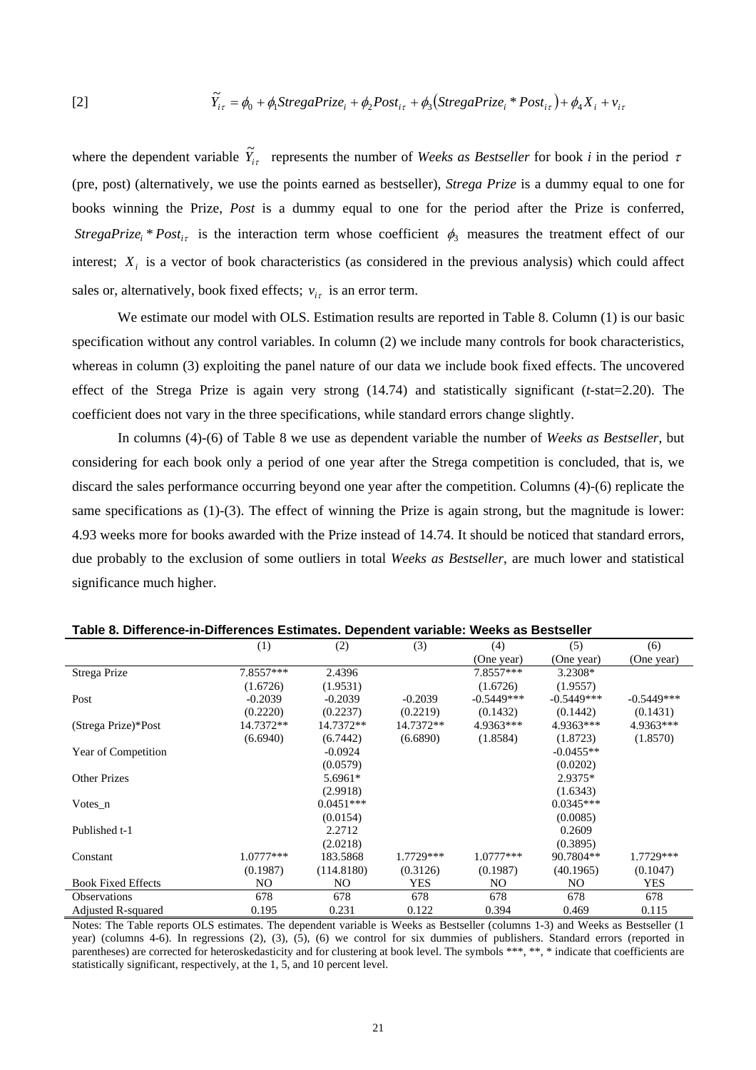[2] $$\widetilde{Y}_{i\tau} = \phi_0 + \phi_1 StregaPrize_i + \phi_2 Post_{i\tau} + \phi_3 \left( StregaPrize_i * Post_{i\tau} \right) + \phi_4 X_i + v_{i\tau}$$

where the dependent variable $\widetilde{Y}_{i\tau}$ represents the number of *Weeks as Bestseller* for book *i* in the period $\tau$ (pre, post) (alternatively, we use the points earned as bestseller), *Strega Prize* is a dummy equal to one for books winning the Prize, *Post* is a dummy equal to one for the period after the Prize is conferred, $StregaPrize_i * Post_{i\tau}$ is the interaction term whose coefficient $\phi_3$ measures the treatment effect of our interest; $X_i$ is a vector of book characteristics (as considered in the previous analysis) which could affect sales or, alternatively, book fixed effects; $v_{i\tau}$ is an error term.

We estimate our model with OLS. Estimation results are reported in Table 8. Column (1) is our basic specification without any control variables. In column (2) we include many controls for book characteristics, whereas in column (3) exploiting the panel nature of our data we include book fixed effects. The uncovered effect of the Strega Prize is again very strong (14.74) and statistically significant (*t*-stat=2.20). The coefficient does not vary in the three specifications, while standard errors change slightly.

In columns (4)-(6) of Table 8 we use as dependent variable the number of *Weeks as Bestseller*, but considering for each book only a period of one year after the Strega competition is concluded, that is, we discard the sales performance occurring beyond one year after the competition. Columns (4)-(6) replicate the same specifications as (1)-(3). The effect of winning the Prize is again strong, but the magnitude is lower: 4.93 weeks more for books awarded with the Prize instead of 14.74. It should be noticed that standard errors, due probably to the exclusion of some outliers in total *Weeks as Bestseller*, are much lower and statistical significance much higher.

**Table 8. Difference-in-Differences Estimates. Dependent variable: Weeks as Bestseller**

| | (1) | (2) | (3) | (4) (One year) | (5) (One year) | (6) (One year) |
|---|---|---|---|---|---|---|
| Strega Prize | 7.8557*** | 2.4396 | | 7.8557*** | 3.2308* | |
| | (1.6726) | (1.9531) | | (1.6726) | (1.9557) | |
| Post | -0.2039 | -0.2039 | -0.2039 | -0.5449*** | -0.5449*** | -0.5449*** |
| | (0.2220) | (0.2237) | (0.2219) | (0.1432) | (0.1442) | (0.1431) |
| (Strega Prize)*Post | 14.7372** | 14.7372** | 14.7372** | 4.9363*** | 4.9363*** | 4.9363*** |
| | (6.6940) | (6.7442) | (6.6890) | (1.8584) | (1.8723) | (1.8570) |
| Year of Competition | | -0.0924 | | | -0.0455** | |
| | | (0.0579) | | | (0.0202) | |
| Other Prizes | | 5.6961* | | | 2.9375* | |
| | | (2.9918) | | | (1.6343) | |
| Votes_n | | 0.0451*** | | | 0.0345*** | |
| | | (0.0154) | | | (0.0085) | |
| Published t-1 | | 2.2712 | | | 0.2609 | |
| | | (2.0218) | | | (0.3895) | |
| Constant | 1.0777*** | 183.5868 | 1.7729*** | 1.0777*** | 90.7804** | 1.7729*** |
| | (0.1987) | (114.8180) | (0.3126) | (0.1987) | (40.1965) | (0.1047) |
| Book Fixed Effects | NO | NO | YES | NO | NO | YES |
| Observations | 678 | 678 | 678 | 678 | 678 | 678 |
| Adjusted R-squared | 0.195 | 0.231 | 0.122 | 0.394 | 0.469 | 0.115 |

Notes: The Table reports OLS estimates. The dependent variable is Weeks as Bestseller (columns 1-3) and Weeks as Bestseller (1 year) (columns 4-6). In regressions (2), (3), (5), (6) we control for six dummies of publishers. Standard errors (reported in parentheses) are corrected for heteroskedasticity and for clustering at book level. The symbols ***, **, * indicate that coefficients are statistically significant, respectively, at the 1, 5, and 10 percent level.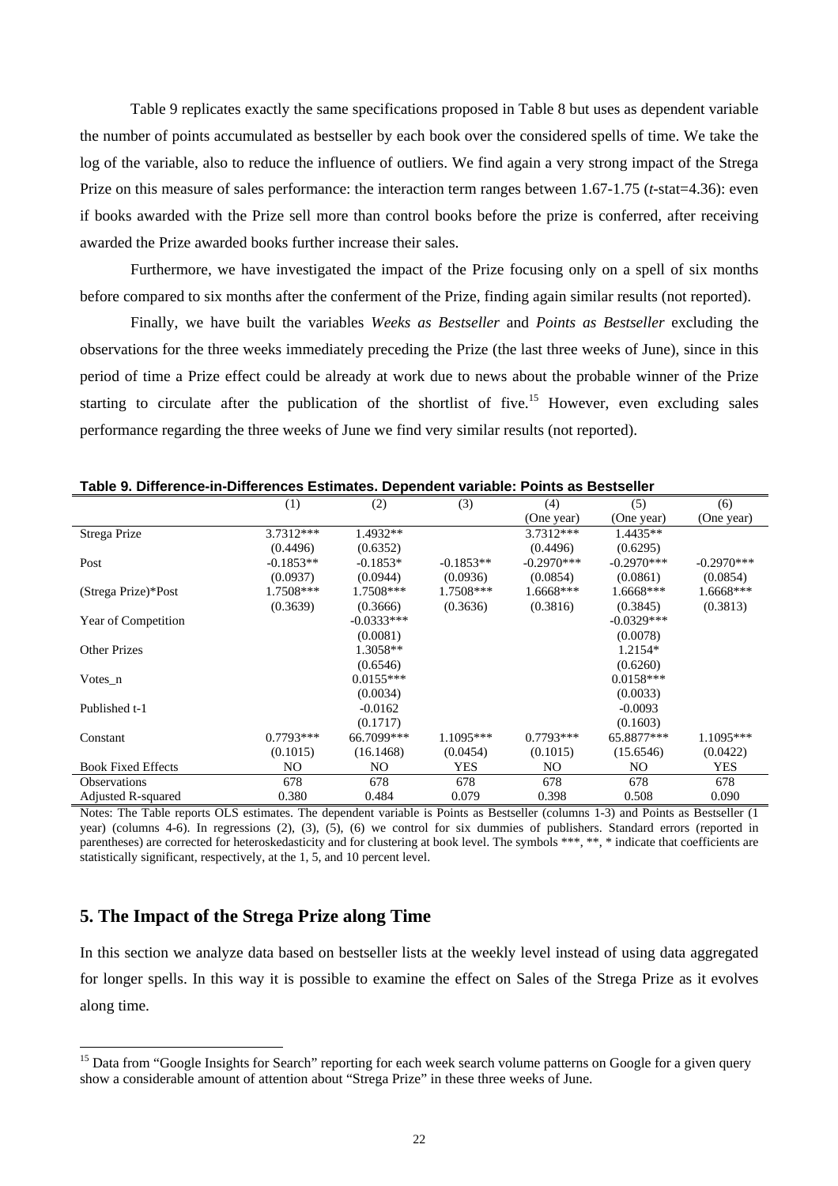Table 9 replicates exactly the same specifications proposed in Table 8 but uses as dependent variable the number of points accumulated as bestseller by each book over the considered spells of time. We take the log of the variable, also to reduce the influence of outliers. We find again a very strong impact of the Strega Prize on this measure of sales performance: the interaction term ranges between 1.67-1.75 (*t*-stat=4.36): even if books awarded with the Prize sell more than control books before the prize is conferred, after receiving awarded the Prize awarded books further increase their sales.

Furthermore, we have investigated the impact of the Prize focusing only on a spell of six months before compared to six months after the conferment of the Prize, finding again similar results (not reported).

Finally, we have built the variables *Weeks as Bestseller* and *Points as Bestseller* excluding the observations for the three weeks immediately preceding the Prize (the last three weeks of June), since in this period of time a Prize effect could be already at work due to news about the probable winner of the Prize starting to circulate after the publication of the shortlist of five.[15] However, even excluding sales performance regarding the three weeks of June we find very similar results (not reported).

**Table 9. Difference-in-Differences Estimates. Dependent variable: Points as Bestseller**

| | (1) | (2) | (3) | (4) (One year) | (5) (One year) | (6) (One year) |
|---|---|---|---|---|---|---|
| Strega Prize | 3.7312*** | 1.4932** | | 3.7312*** | 1.4435** | |
| | (0.4496) | (0.6352) | | (0.4496) | (0.6295) | |
| Post | -0.1853** | -0.1853* | -0.1853** | -0.2970*** | -0.2970*** | -0.2970*** |
| | (0.0937) | (0.0944) | (0.0936) | (0.0854) | (0.0861) | (0.0854) |
| (Strega Prize)*Post | 1.7508*** | 1.7508*** | 1.7508*** | 1.6668*** | 1.6668*** | 1.6668*** |
| | (0.3639) | (0.3666) | (0.3636) | (0.3816) | (0.3845) | (0.3813) |
| Year of Competition | | -0.0333*** | | | -0.0329*** | |
| | | (0.0081) | | | (0.0078) | |
| Other Prizes | | 1.3058** | | | 1.2154* | |
| | | (0.6546) | | | (0.6260) | |
| Votes_n | | 0.0155*** | | | 0.0158*** | |
| | | (0.0034) | | | (0.0033) | |
| Published t-1 | | -0.0162 | | | -0.0093 | |
| | | (0.1717) | | | (0.1603) | |
| Constant | 0.7793*** | 66.7099*** | 1.1095*** | 0.7793*** | 65.8877*** | 1.1095*** |
| | (0.1015) | (16.1468) | (0.0454) | (0.1015) | (15.6546) | (0.0422) |
| Book Fixed Effects | NO | NO | YES | NO | NO | YES |
| Observations | 678 | 678 | 678 | 678 | 678 | 678 |
| Adjusted R-squared | 0.380 | 0.484 | 0.079 | 0.398 | 0.508 | 0.090 |

Notes: The Table reports OLS estimates. The dependent variable is Points as Bestseller (columns 1-3) and Points as Bestseller (1 year) (columns 4-6). In regressions (2), (3), (5), (6) we control for six dummies of publishers. Standard errors (reported in parentheses) are corrected for heteroskedasticity and for clustering at book level. The symbols ***, **, * indicate that coefficients are statistically significant, respectively, at the 1, 5, and 10 percent level.

## 5. The Impact of the Strega Prize along Time

In this section we analyze data based on bestseller lists at the weekly level instead of using data aggregated for longer spells. In this way it is possible to examine the effect on Sales of the Strega Prize as it evolves along time.

[15] Data from "Google Insights for Search" reporting for each week search volume patterns on Google for a given query show a considerable amount of attention about "Strega Prize" in these three weeks of June.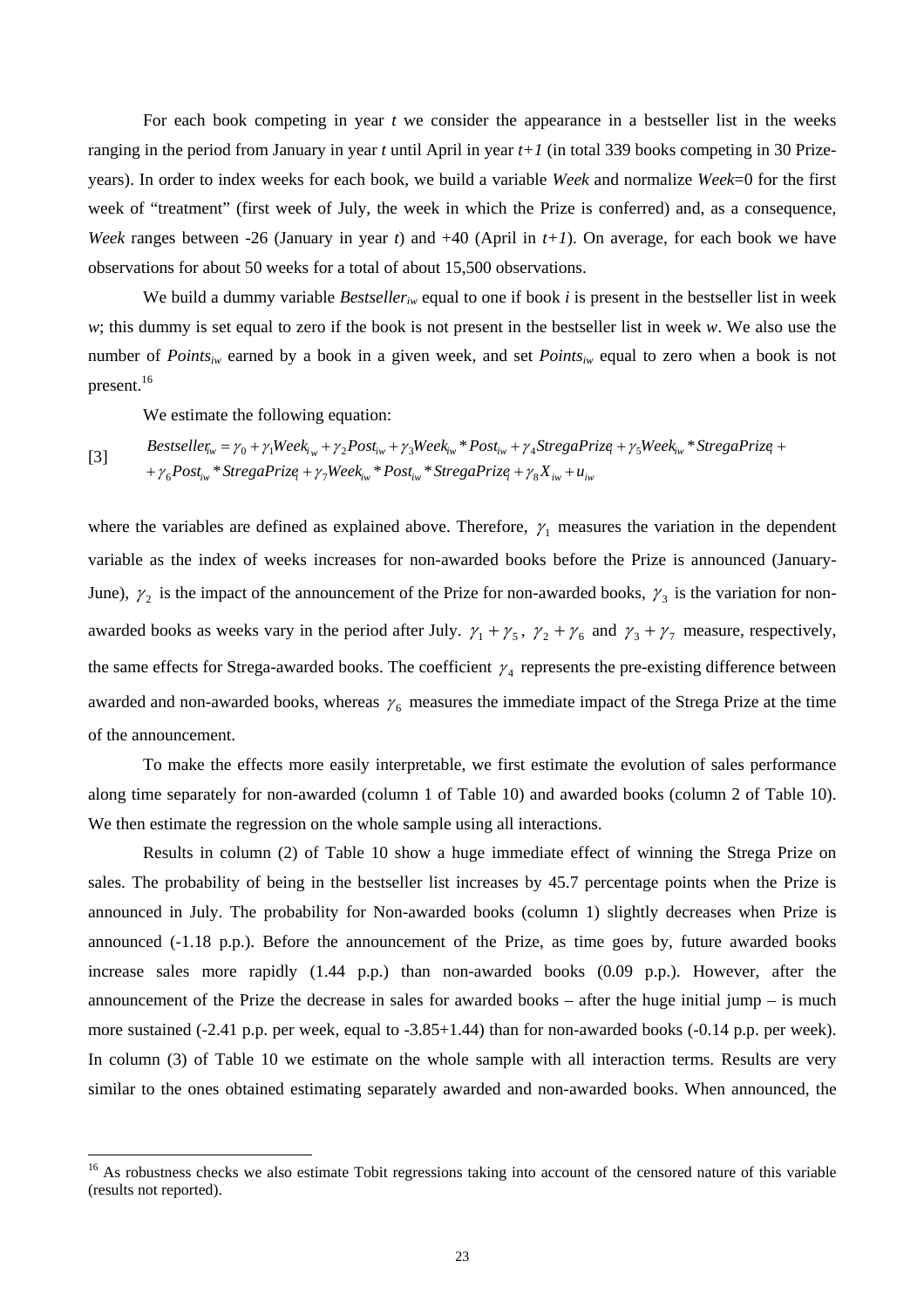For each book competing in year $t$ we consider the appearance in a bestseller list in the weeks ranging in the period from January in year $t$ until April in year $t+1$ (in total 339 books competing in 30 Prize-years). In order to index weeks for each book, we build a variable *Week* and normalize *Week*=0 for the first week of "treatment" (first week of July, the week in which the Prize is conferred) and, as a consequence, *Week* ranges between -26 (January in year $t$) and +40 (April in $t+1$). On average, for each book we have observations for about 50 weeks for a total of about 15,500 observations.

We build a dummy variable $Bestseller_{iw}$ equal to one if book $i$ is present in the bestseller list in week $w$; this dummy is set equal to zero if the book is not present in the bestseller list in week $w$. We also use the number of $Points_{iw}$ earned by a book in a given week, and set $Points_{iw}$ equal to zero when a book is not present.[16]

We estimate the following equation:

$$\text{[3]} \quad \begin{aligned} Bestseller_{iw} &= \gamma_0 + \gamma_1 Week_{iw} + \gamma_2 Post_{iw} + \gamma_3 Week_{iw} * Post_{iw} + \gamma_4 StregaPrize_i + \gamma_5 Week_{iw} * StregaPrize_i + \\ &+ \gamma_6 Post_{iw} * StregaPrize_i + \gamma_7 Week_{iw} * Post_{iw} * StregaPrize_i + \gamma_8 X_{iw} + u_{iw} \end{aligned}$$

where the variables are defined as explained above. Therefore, $\gamma_1$ measures the variation in the dependent variable as the index of weeks increases for non-awarded books before the Prize is announced (January-June), $\gamma_2$ is the impact of the announcement of the Prize for non-awarded books, $\gamma_3$ is the variation for non-awarded books as weeks vary in the period after July. $\gamma_1 + \gamma_5$, $\gamma_2 + \gamma_6$ and $\gamma_3 + \gamma_7$ measure, respectively, the same effects for Strega-awarded books. The coefficient $\gamma_4$ represents the pre-existing difference between awarded and non-awarded books, whereas $\gamma_6$ measures the immediate impact of the Strega Prize at the time of the announcement.

To make the effects more easily interpretable, we first estimate the evolution of sales performance along time separately for non-awarded (column 1 of Table 10) and awarded books (column 2 of Table 10). We then estimate the regression on the whole sample using all interactions.

Results in column (2) of Table 10 show a huge immediate effect of winning the Strega Prize on sales. The probability of being in the bestseller list increases by 45.7 percentage points when the Prize is announced in July. The probability for Non-awarded books (column 1) slightly decreases when Prize is announced (-1.18 p.p.). Before the announcement of the Prize, as time goes by, future awarded books increase sales more rapidly (1.44 p.p.) than non-awarded books (0.09 p.p.). However, after the announcement of the Prize the decrease in sales for awarded books – after the huge initial jump – is much more sustained (-2.41 p.p. per week, equal to -3.85+1.44) than for non-awarded books (-0.14 p.p. per week). In column (3) of Table 10 we estimate on the whole sample with all interaction terms. Results are very similar to the ones obtained estimating separately awarded and non-awarded books. When announced, the

[16] As robustness checks we also estimate Tobit regressions taking into account of the censored nature of this variable (results not reported).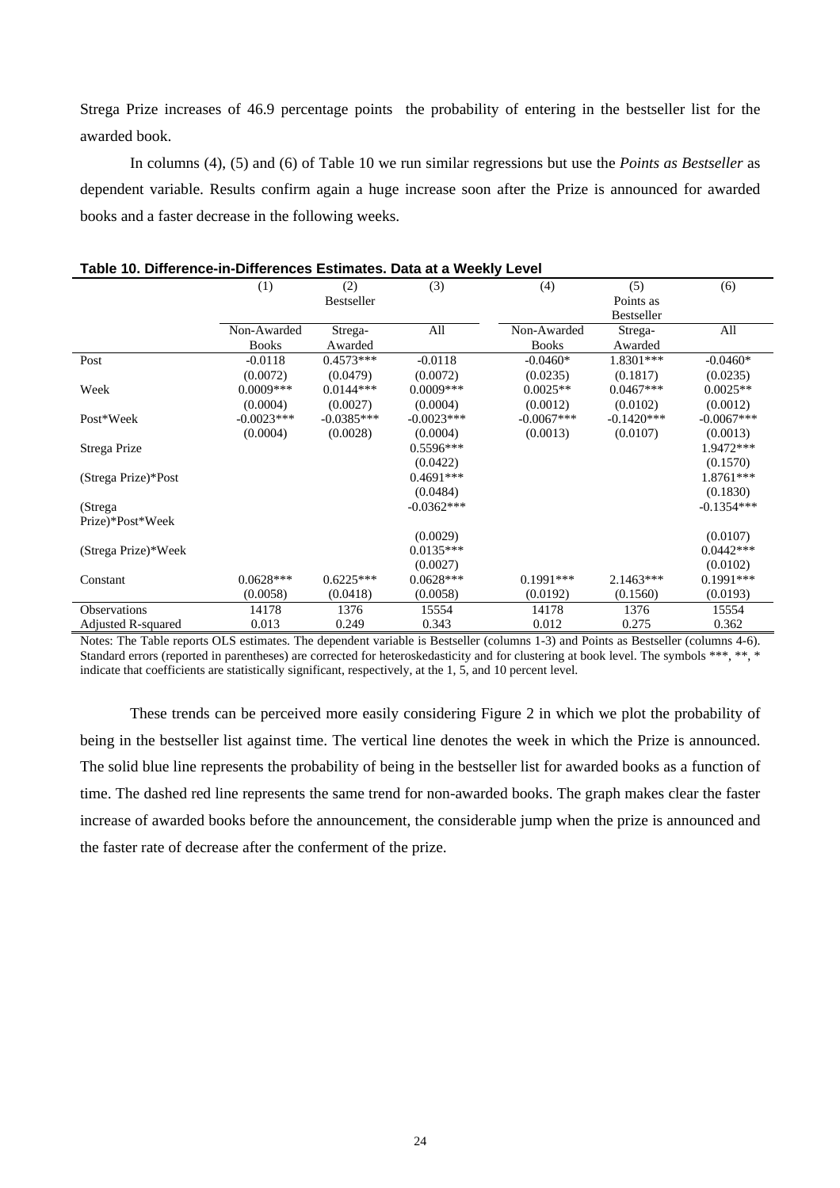Strega Prize increases of 46.9 percentage points  the probability of entering in the bestseller list for the awarded book.

In columns (4), (5) and (6) of Table 10 we run similar regressions but use the *Points as Bestseller* as dependent variable. Results confirm again a huge increase soon after the Prize is announced for awarded books and a faster decrease in the following weeks.

**Table 10. Difference-in-Differences Estimates. Data at a Weekly Level**

| | (1) | (2) | (3) | (4) | (5) | (6) |
|---|---|---|---|---|---|---|
| | | Bestseller | | | Points as Bestseller | |
| | Non-Awarded Books | Strega-Awarded | All | Non-Awarded Books | Strega-Awarded | All |
| Post | -0.0118 | 0.4573*** | -0.0118 | -0.0460* | 1.8301*** | -0.0460* |
| | (0.0072) | (0.0479) | (0.0072) | (0.0235) | (0.1817) | (0.0235) |
| Week | 0.0009*** | 0.0144*** | 0.0009*** | 0.0025** | 0.0467*** | 0.0025** |
| | (0.0004) | (0.0027) | (0.0004) | (0.0012) | (0.0102) | (0.0012) |
| Post*Week | -0.0023*** | -0.0385*** | -0.0023*** | -0.0067*** | -0.1420*** | -0.0067*** |
| | (0.0004) | (0.0028) | (0.0004) | (0.0013) | (0.0107) | (0.0013) |
| Strega Prize | | | 0.5596*** | | | 1.9472*** |
| | | | (0.0422) | | | (0.1570) |
| (Strega Prize)*Post | | | 0.4691*** | | | 1.8761*** |
| | | | (0.0484) | | | (0.1830) |
| (Strega Prize)*Post*Week | | | -0.0362*** | | | -0.1354*** |
| | | | (0.0029) | | | (0.0107) |
| (Strega Prize)*Week | | | 0.0135*** | | | 0.0442*** |
| | | | (0.0027) | | | (0.0102) |
| Constant | 0.0628*** | 0.6225*** | 0.0628*** | 0.1991*** | 2.1463*** | 0.1991*** |
| | (0.0058) | (0.0418) | (0.0058) | (0.0192) | (0.1560) | (0.0193) |
| Observations | 14178 | 1376 | 15554 | 14178 | 1376 | 15554 |
| Adjusted R-squared | 0.013 | 0.249 | 0.343 | 0.012 | 0.275 | 0.362 |

Notes: The Table reports OLS estimates. The dependent variable is Bestseller (columns 1-3) and Points as Bestseller (columns 4-6). Standard errors (reported in parentheses) are corrected for heteroskedasticity and for clustering at book level. The symbols ***, **, * indicate that coefficients are statistically significant, respectively, at the 1, 5, and 10 percent level.

These trends can be perceived more easily considering Figure 2 in which we plot the probability of being in the bestseller list against time. The vertical line denotes the week in which the Prize is announced. The solid blue line represents the probability of being in the bestseller list for awarded books as a function of time. The dashed red line represents the same trend for non-awarded books. The graph makes clear the faster increase of awarded books before the announcement, the considerable jump when the prize is announced and the faster rate of decrease after the conferment of the prize.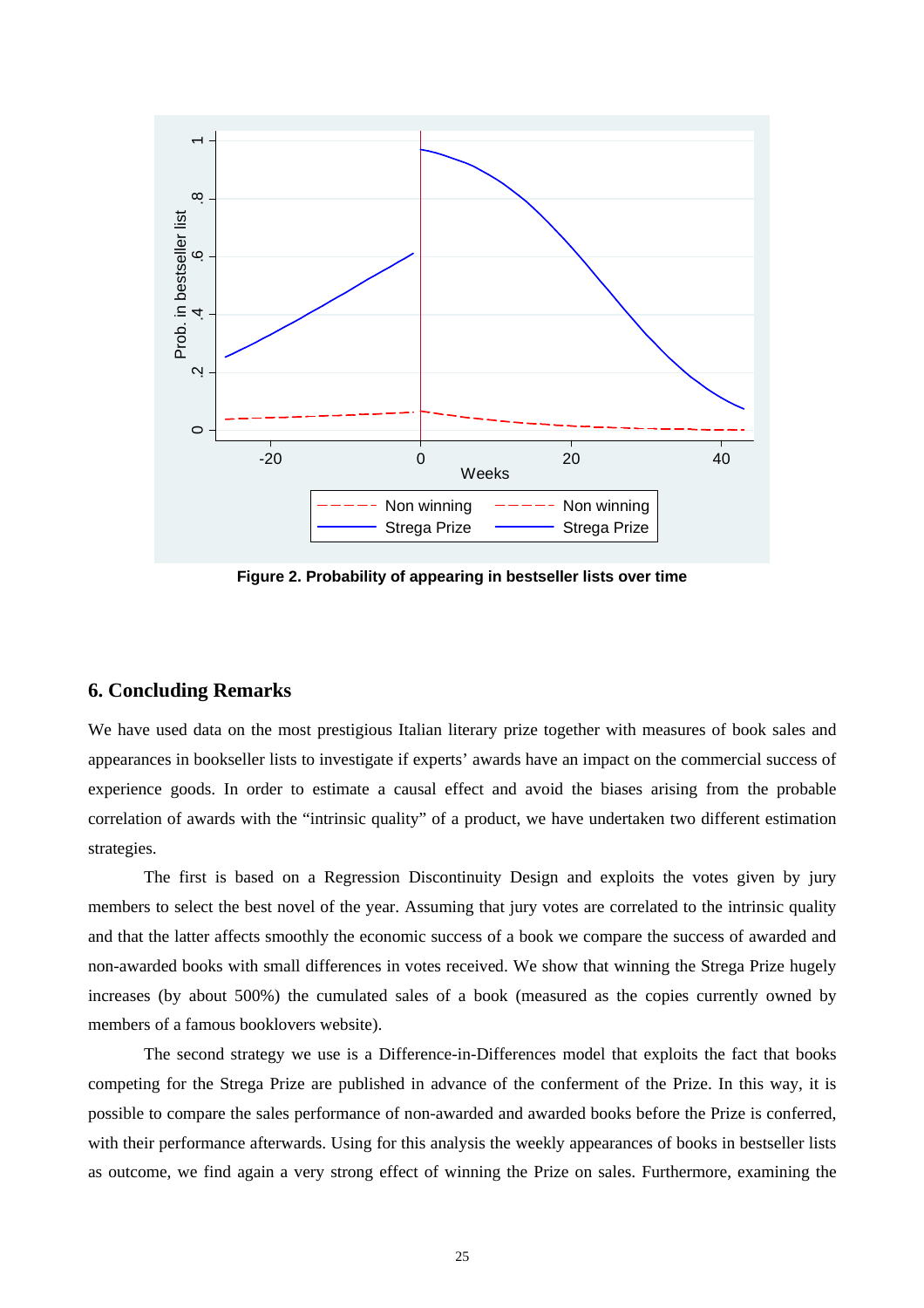Figure 2. Probability of appearing in bestseller lists over time

## 6. Concluding Remarks

We have used data on the most prestigious Italian literary prize together with measures of book sales and appearances in bookseller lists to investigate if experts' awards have an impact on the commercial success of experience goods. In order to estimate a causal effect and avoid the biases arising from the probable correlation of awards with the "intrinsic quality" of a product, we have undertaken two different estimation strategies.

The first is based on a Regression Discontinuity Design and exploits the votes given by jury members to select the best novel of the year. Assuming that jury votes are correlated to the intrinsic quality and that the latter affects smoothly the economic success of a book we compare the success of awarded and non-awarded books with small differences in votes received. We show that winning the Strega Prize hugely increases (by about 500%) the cumulated sales of a book (measured as the copies currently owned by members of a famous booklovers website).

The second strategy we use is a Difference-in-Differences model that exploits the fact that books competing for the Strega Prize are published in advance of the conferment of the Prize. In this way, it is possible to compare the sales performance of non-awarded and awarded books before the Prize is conferred, with their performance afterwards. Using for this analysis the weekly appearances of books in bestseller lists as outcome, we find again a very strong effect of winning the Prize on sales. Furthermore, examining the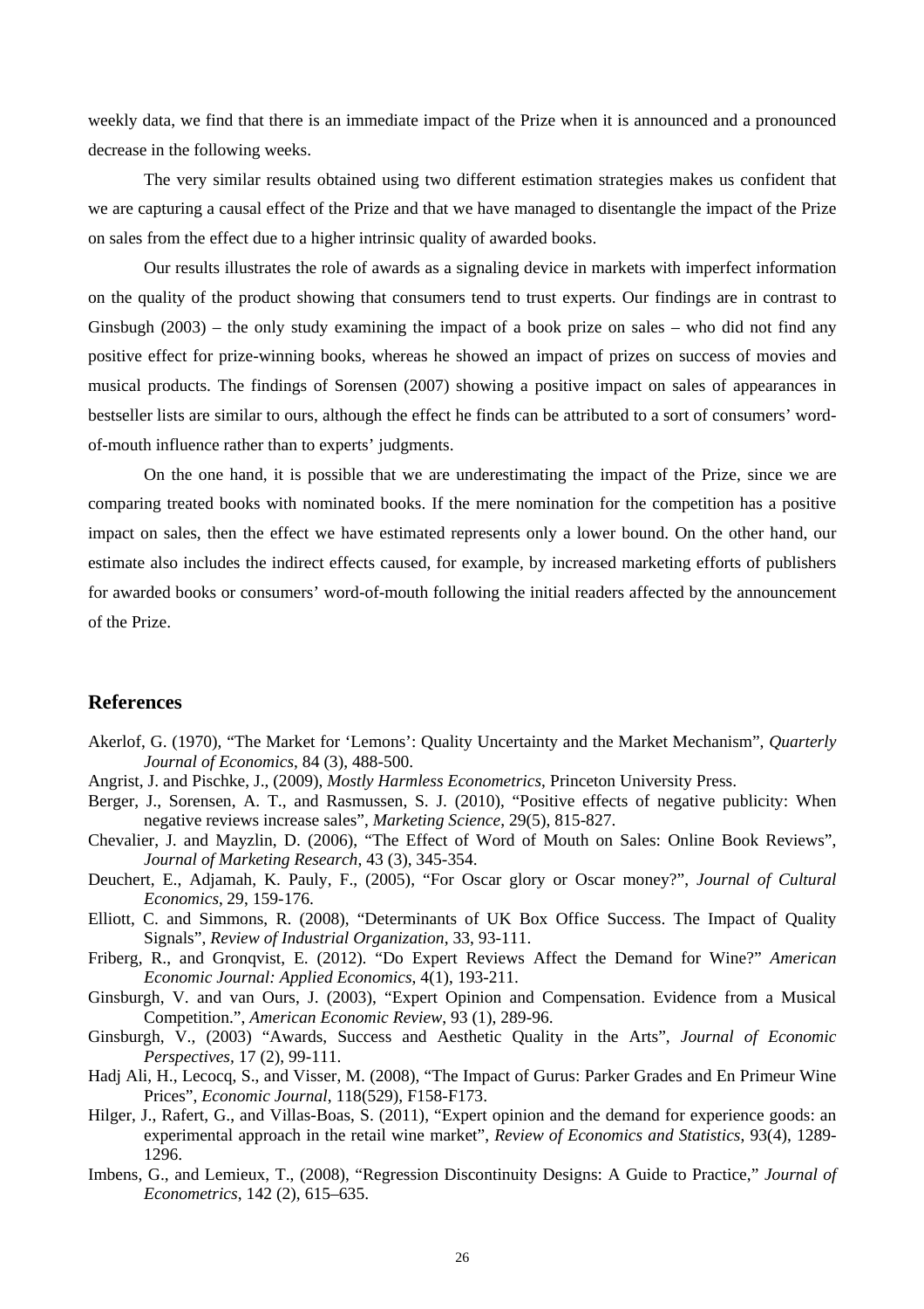weekly data, we find that there is an immediate impact of the Prize when it is announced and a pronounced decrease in the following weeks.

The very similar results obtained using two different estimation strategies makes us confident that we are capturing a causal effect of the Prize and that we have managed to disentangle the impact of the Prize on sales from the effect due to a higher intrinsic quality of awarded books.

Our results illustrates the role of awards as a signaling device in markets with imperfect information on the quality of the product showing that consumers tend to trust experts. Our findings are in contrast to Ginsbugh (2003) – the only study examining the impact of a book prize on sales – who did not find any positive effect for prize-winning books, whereas he showed an impact of prizes on success of movies and musical products. The findings of Sorensen (2007) showing a positive impact on sales of appearances in bestseller lists are similar to ours, although the effect he finds can be attributed to a sort of consumers' word-of-mouth influence rather than to experts' judgments.

On the one hand, it is possible that we are underestimating the impact of the Prize, since we are comparing treated books with nominated books. If the mere nomination for the competition has a positive impact on sales, then the effect we have estimated represents only a lower bound. On the other hand, our estimate also includes the indirect effects caused, for example, by increased marketing efforts of publishers for awarded books or consumers' word-of-mouth following the initial readers affected by the announcement of the Prize.

## References

Akerlof, G. (1970), "The Market for 'Lemons': Quality Uncertainty and the Market Mechanism", *Quarterly Journal of Economics*, 84 (3), 488-500.

Angrist, J. and Pischke, J., (2009), *Mostly Harmless Econometrics*, Princeton University Press.

Berger, J., Sorensen, A. T., and Rasmussen, S. J. (2010), "Positive effects of negative publicity: When negative reviews increase sales", *Marketing Science*, 29(5), 815-827.

Chevalier, J. and Mayzlin, D. (2006), "The Effect of Word of Mouth on Sales: Online Book Reviews", *Journal of Marketing Research*, 43 (3), 345-354.

Deuchert, E., Adjamah, K. Pauly, F., (2005), "For Oscar glory or Oscar money?", *Journal of Cultural Economics*, 29, 159-176.

Elliott, C. and Simmons, R. (2008), "Determinants of UK Box Office Success. The Impact of Quality Signals", *Review of Industrial Organization*, 33, 93-111.

Friberg, R., and Gronqvist, E. (2012). "Do Expert Reviews Affect the Demand for Wine?" *American Economic Journal: Applied Economics*, 4(1), 193-211.

Ginsburgh, V. and van Ours, J. (2003), "Expert Opinion and Compensation. Evidence from a Musical Competition.", *American Economic Review*, 93 (1), 289-96.

Ginsburgh, V., (2003) "Awards, Success and Aesthetic Quality in the Arts", *Journal of Economic Perspectives*, 17 (2), 99-111.

Hadj Ali, H., Lecocq, S., and Visser, M. (2008), "The Impact of Gurus: Parker Grades and En Primeur Wine Prices", *Economic Journal*, 118(529), F158-F173.

Hilger, J., Rafert, G., and Villas-Boas, S. (2011), "Expert opinion and the demand for experience goods: an experimental approach in the retail wine market", *Review of Economics and Statistics*, 93(4), 1289-1296.

Imbens, G., and Lemieux, T., (2008), "Regression Discontinuity Designs: A Guide to Practice," *Journal of Econometrics*, 142 (2), 615–635.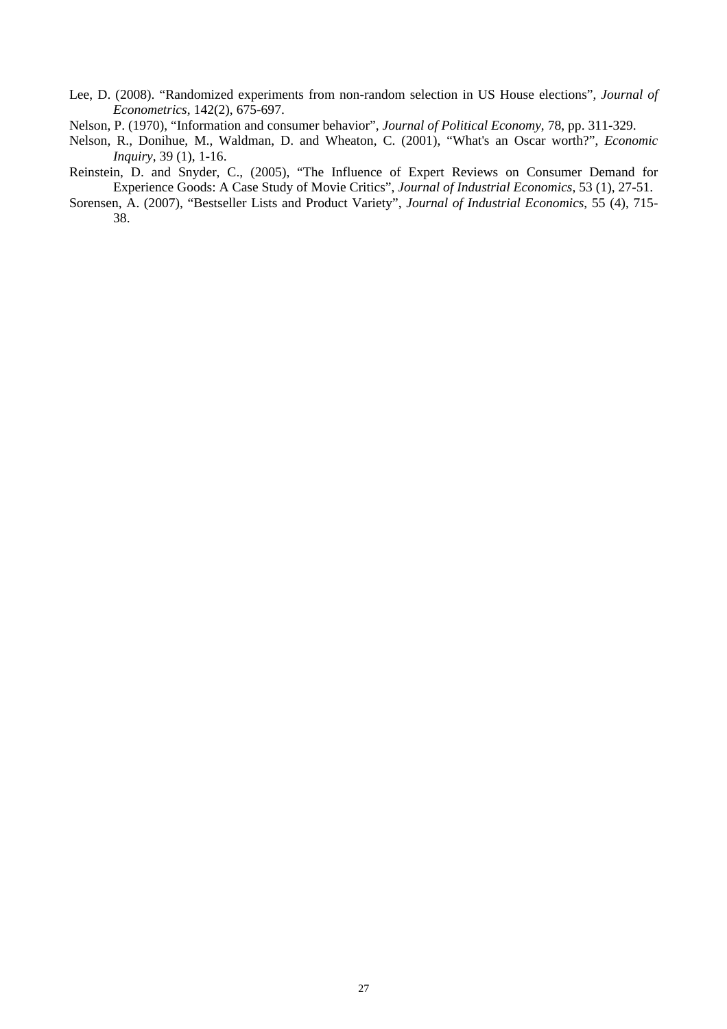Lee, D. (2008). "Randomized experiments from non-random selection in US House elections", *Journal of Econometrics*, 142(2), 675-697.

Nelson, P. (1970), "Information and consumer behavior", *Journal of Political Economy*, 78, pp. 311-329.

Nelson, R., Donihue, M., Waldman, D. and Wheaton, C. (2001), "What's an Oscar worth?", *Economic Inquiry*, 39 (1), 1-16.

Reinstein, D. and Snyder, C., (2005), "The Influence of Expert Reviews on Consumer Demand for Experience Goods: A Case Study of Movie Critics", *Journal of Industrial Economics*, 53 (1), 27-51.

Sorensen, A. (2007), "Bestseller Lists and Product Variety", *Journal of Industrial Economics*, 55 (4), 715-38.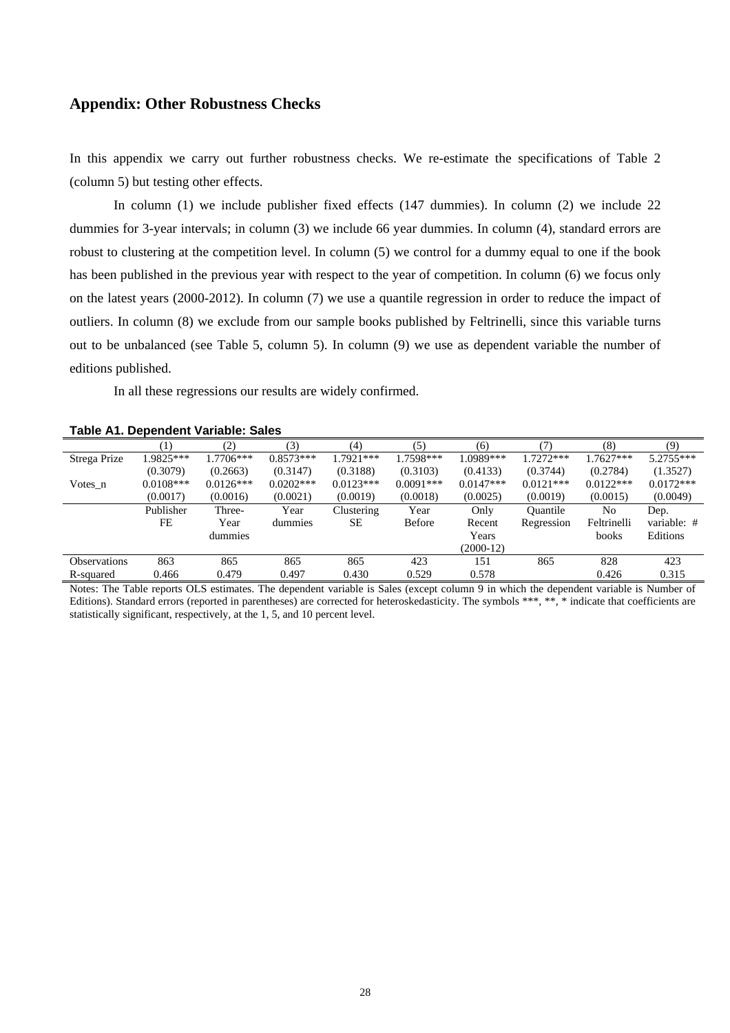## Appendix: Other Robustness Checks

In this appendix we carry out further robustness checks. We re-estimate the specifications of Table 2 (column 5) but testing other effects.

In column (1) we include publisher fixed effects (147 dummies). In column (2) we include 22 dummies for 3-year intervals; in column (3) we include 66 year dummies. In column (4), standard errors are robust to clustering at the competition level. In column (5) we control for a dummy equal to one if the book has been published in the previous year with respect to the year of competition. In column (6) we focus only on the latest years (2000-2012). In column (7) we use a quantile regression in order to reduce the impact of outliers. In column (8) we exclude from our sample books published by Feltrinelli, since this variable turns out to be unbalanced (see Table 5, column 5). In column (9) we use as dependent variable the number of editions published.

In all these regressions our results are widely confirmed.

**Table A1. Dependent Variable: Sales**

| | (1) | (2) | (3) | (4) | (5) | (6) | (7) | (8) | (9) |
|---|---|---|---|---|---|---|---|---|---|
| Strega Prize | 1.9825*** | 1.7706*** | 0.8573*** | 1.7921*** | 1.7598*** | 1.0989*** | 1.7272*** | 1.7627*** | 5.2755*** |
| | (0.3079) | (0.2663) | (0.3147) | (0.3188) | (0.3103) | (0.4133) | (0.3744) | (0.2784) | (1.3527) |
| Votes_n | 0.0108*** | 0.0126*** | 0.0202*** | 0.0123*** | 0.0091*** | 0.0147*** | 0.0121*** | 0.0122*** | 0.0172*** |
| | (0.0017) | (0.0016) | (0.0021) | (0.0019) | (0.0018) | (0.0025) | (0.0019) | (0.0015) | (0.0049) |
| | Publisher FE | Three-Year dummies | Year dummies | Clustering SE | Year Before | Only Recent Years (2000-12) | Quantile Regression | No Feltrinelli books | Dep. variable: # Editions |
| Observations | 863 | 865 | 865 | 865 | 423 | 151 | 865 | 828 | 423 |
| R-squared | 0.466 | 0.479 | 0.497 | 0.430 | 0.529 | 0.578 | | 0.426 | 0.315 |

Notes: The Table reports OLS estimates. The dependent variable is Sales (except column 9 in which the dependent variable is Number of Editions). Standard errors (reported in parentheses) are corrected for heteroskedasticity. The symbols ***, **, * indicate that coefficients are statistically significant, respectively, at the 1, 5, and 10 percent level.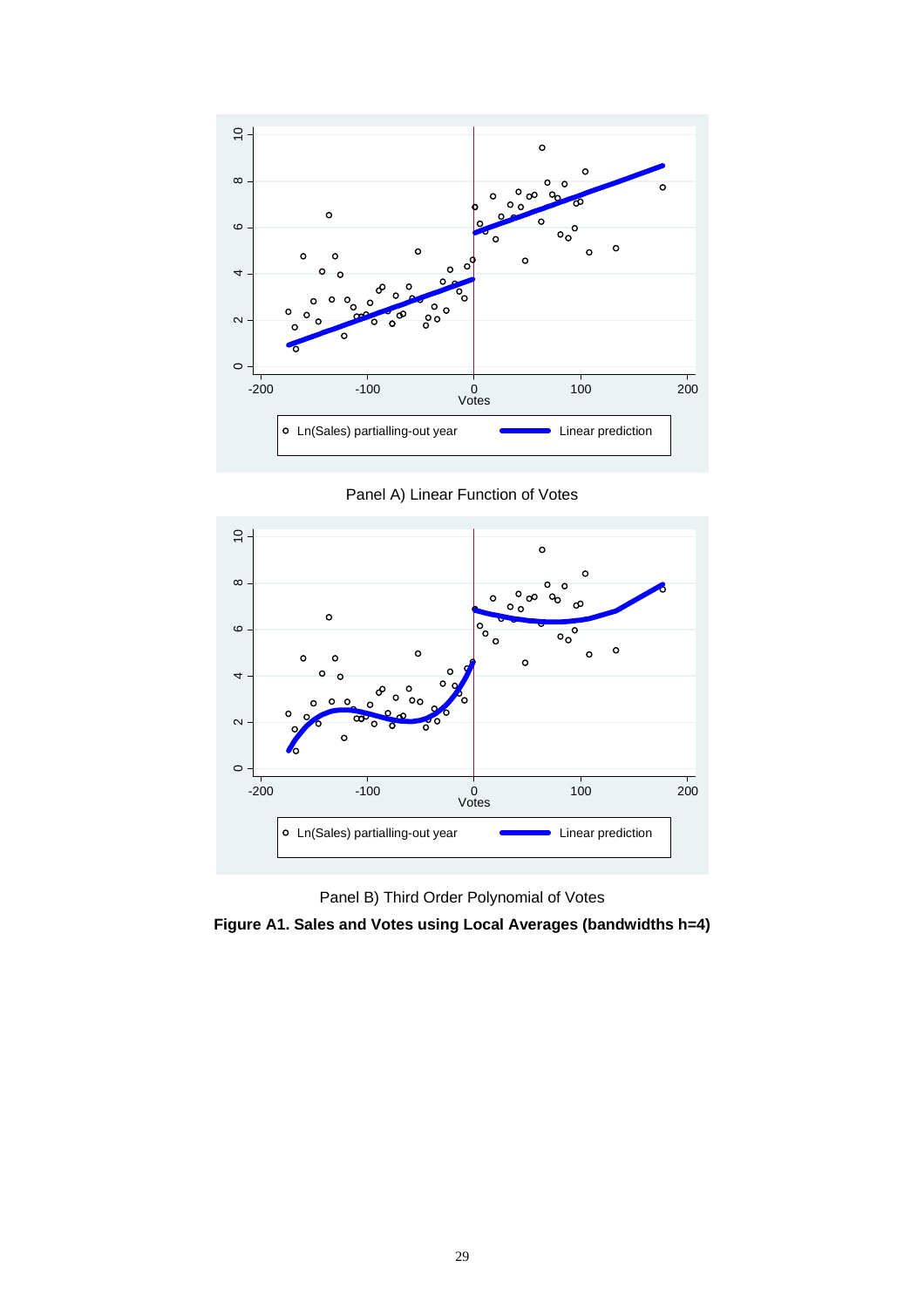10

8

6

4

2

0

-200

-100

0

Votes

100

200

Ln(Sales) partialling-out year

Linear prediction

Panel A) Linear Function of Votes

10

8

6

4

2

0

-200

-100

0

Votes

100

200

Ln(Sales) partialling-out year

Linear prediction

Panel B) Third Order Polynomial of Votes

**Figure A1. Sales and Votes using Local Averages (bandwidths h=4)**